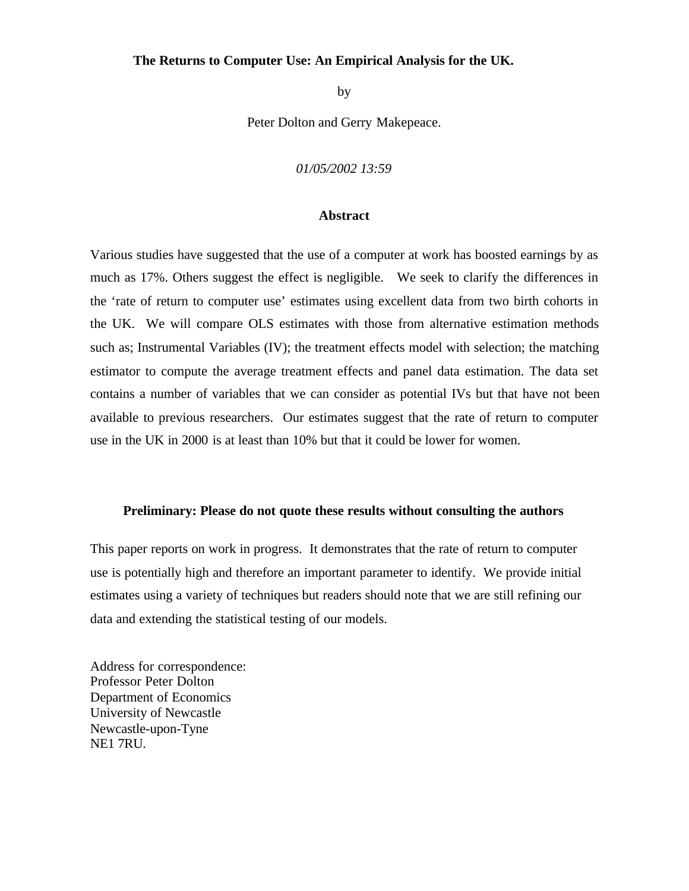# The Returns to Computer Use: An Empirical Analysis for the UK.

by

Peter Dolton and Gerry Makepeace.

*01/05/2002 13:59*

## Abstract

Various studies have suggested that the use of a computer at work has boosted earnings by as much as 17%. Others suggest the effect is negligible. We seek to clarify the differences in the 'rate of return to computer use' estimates using excellent data from two birth cohorts in the UK. We will compare OLS estimates with those from alternative estimation methods such as; Instrumental Variables (IV); the treatment effects model with selection; the matching estimator to compute the average treatment effects and panel data estimation. The data set contains a number of variables that we can consider as potential IVs but that have not been available to previous researchers. Our estimates suggest that the rate of return to computer use in the UK in 2000 is at least than 10% but that it could be lower for women.

**Preliminary: Please do not quote these results without consulting the authors**

This paper reports on work in progress. It demonstrates that the rate of return to computer use is potentially high and therefore an important parameter to identify. We provide initial estimates using a variety of techniques but readers should note that we are still refining our data and extending the statistical testing of our models.

Address for correspondence:
Professor Peter Dolton
Department of Economics
University of Newcastle
Newcastle-upon-Tyne
NE1 7RU.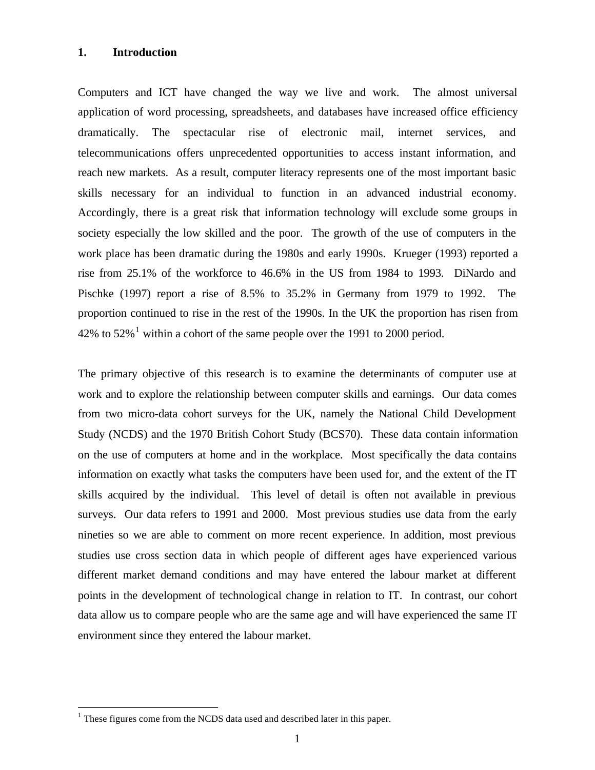# 1. Introduction

Computers and ICT have changed the way we live and work. The almost universal application of word processing, spreadsheets, and databases have increased office efficiency dramatically. The spectacular rise of electronic mail, internet services, and telecommunications offers unprecedented opportunities to access instant information, and reach new markets. As a result, computer literacy represents one of the most important basic skills necessary for an individual to function in an advanced industrial economy. Accordingly, there is a great risk that information technology will exclude some groups in society especially the low skilled and the poor. The growth of the use of computers in the work place has been dramatic during the 1980s and early 1990s. Krueger (1993) reported a rise from 25.1% of the workforce to 46.6% in the US from 1984 to 1993. DiNardo and Pischke (1997) report a rise of 8.5% to 35.2% in Germany from 1979 to 1992. The proportion continued to rise in the rest of the 1990s. In the UK the proportion has risen from 42% to 52%[1] within a cohort of the same people over the 1991 to 2000 period.

The primary objective of this research is to examine the determinants of computer use at work and to explore the relationship between computer skills and earnings. Our data comes from two micro-data cohort surveys for the UK, namely the National Child Development Study (NCDS) and the 1970 British Cohort Study (BCS70). These data contain information on the use of computers at home and in the workplace. Most specifically the data contains information on exactly what tasks the computers have been used for, and the extent of the IT skills acquired by the individual. This level of detail is often not available in previous surveys. Our data refers to 1991 and 2000. Most previous studies use data from the early nineties so we are able to comment on more recent experience. In addition, most previous studies use cross section data in which people of different ages have experienced various different market demand conditions and may have entered the labour market at different points in the development of technological change in relation to IT. In contrast, our cohort data allow us to compare people who are the same age and will have experienced the same IT environment since they entered the labour market.

[1] These figures come from the NCDS data used and described later in this paper.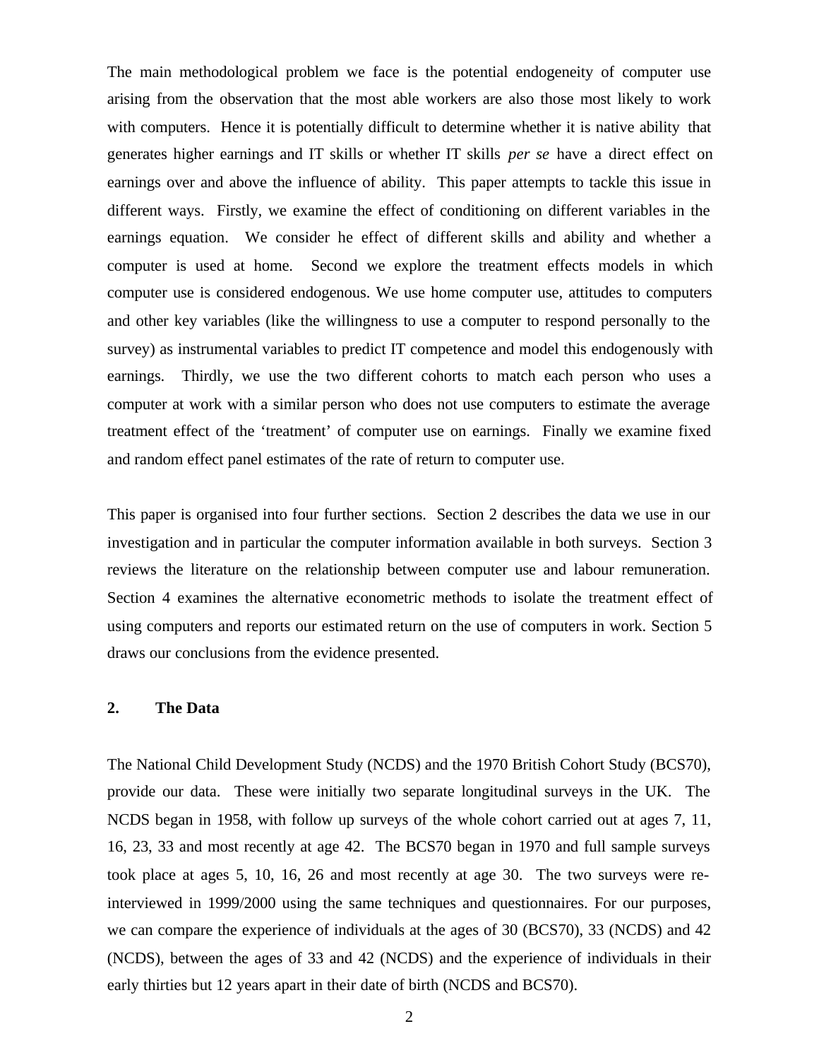The main methodological problem we face is the potential endogeneity of computer use arising from the observation that the most able workers are also those most likely to work with computers. Hence it is potentially difficult to determine whether it is native ability that generates higher earnings and IT skills or whether IT skills *per se* have a direct effect on earnings over and above the influence of ability. This paper attempts to tackle this issue in different ways. Firstly, we examine the effect of conditioning on different variables in the earnings equation. We consider he effect of different skills and ability and whether a computer is used at home. Second we explore the treatment effects models in which computer use is considered endogenous. We use home computer use, attitudes to computers and other key variables (like the willingness to use a computer to respond personally to the survey) as instrumental variables to predict IT competence and model this endogenously with earnings. Thirdly, we use the two different cohorts to match each person who uses a computer at work with a similar person who does not use computers to estimate the average treatment effect of the 'treatment' of computer use on earnings. Finally we examine fixed and random effect panel estimates of the rate of return to computer use.

This paper is organised into four further sections. Section 2 describes the data we use in our investigation and in particular the computer information available in both surveys. Section 3 reviews the literature on the relationship between computer use and labour remuneration. Section 4 examines the alternative econometric methods to isolate the treatment effect of using computers and reports our estimated return on the use of computers in work. Section 5 draws our conclusions from the evidence presented.

## 2. The Data

The National Child Development Study (NCDS) and the 1970 British Cohort Study (BCS70), provide our data. These were initially two separate longitudinal surveys in the UK. The NCDS began in 1958, with follow up surveys of the whole cohort carried out at ages 7, 11, 16, 23, 33 and most recently at age 42. The BCS70 began in 1970 and full sample surveys took place at ages 5, 10, 16, 26 and most recently at age 30. The two surveys were re-interviewed in 1999/2000 using the same techniques and questionnaires. For our purposes, we can compare the experience of individuals at the ages of 30 (BCS70), 33 (NCDS) and 42 (NCDS), between the ages of 33 and 42 (NCDS) and the experience of individuals in their early thirties but 12 years apart in their date of birth (NCDS and BCS70).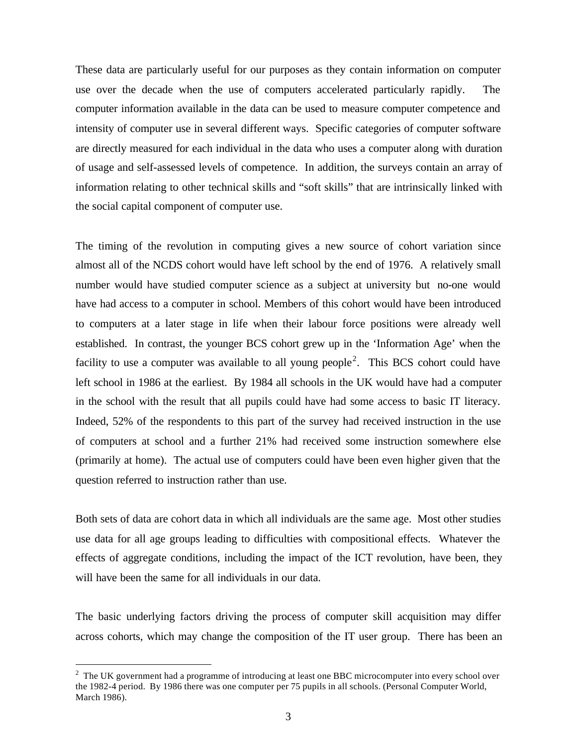These data are particularly useful for our purposes as they contain information on computer use over the decade when the use of computers accelerated particularly rapidly. The computer information available in the data can be used to measure computer competence and intensity of computer use in several different ways. Specific categories of computer software are directly measured for each individual in the data who uses a computer along with duration of usage and self-assessed levels of competence. In addition, the surveys contain an array of information relating to other technical skills and "soft skills" that are intrinsically linked with the social capital component of computer use.

The timing of the revolution in computing gives a new source of cohort variation since almost all of the NCDS cohort would have left school by the end of 1976. A relatively small number would have studied computer science as a subject at university but no-one would have had access to a computer in school. Members of this cohort would have been introduced to computers at a later stage in life when their labour force positions were already well established. In contrast, the younger BCS cohort grew up in the 'Information Age' when the facility to use a computer was available to all young people[2]. This BCS cohort could have left school in 1986 at the earliest. By 1984 all schools in the UK would have had a computer in the school with the result that all pupils could have had some access to basic IT literacy. Indeed, 52% of the respondents to this part of the survey had received instruction in the use of computers at school and a further 21% had received some instruction somewhere else (primarily at home). The actual use of computers could have been even higher given that the question referred to instruction rather than use.

Both sets of data are cohort data in which all individuals are the same age. Most other studies use data for all age groups leading to difficulties with compositional effects. Whatever the effects of aggregate conditions, including the impact of the ICT revolution, have been, they will have been the same for all individuals in our data.

The basic underlying factors driving the process of computer skill acquisition may differ across cohorts, which may change the composition of the IT user group. There has been an

---

[2] The UK government had a programme of introducing at least one BBC microcomputer into every school over the 1982-4 period. By 1986 there was one computer per 75 pupils in all schools. (Personal Computer World, March 1986).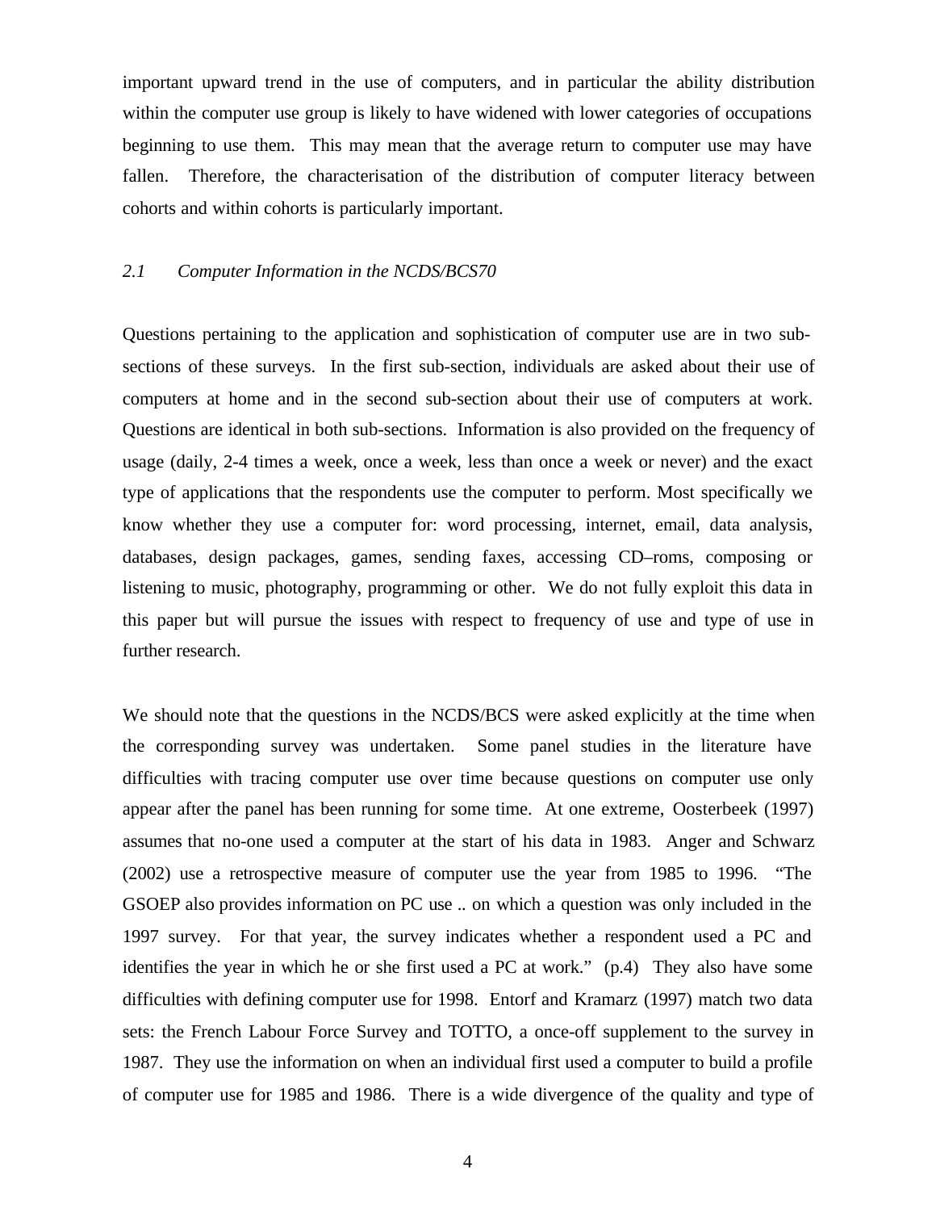important upward trend in the use of computers, and in particular the ability distribution within the computer use group is likely to have widened with lower categories of occupations beginning to use them. This may mean that the average return to computer use may have fallen. Therefore, the characterisation of the distribution of computer literacy between cohorts and within cohorts is particularly important.

### *2.1 Computer Information in the NCDS/BCS70*

Questions pertaining to the application and sophistication of computer use are in two sub-sections of these surveys. In the first sub-section, individuals are asked about their use of computers at home and in the second sub-section about their use of computers at work. Questions are identical in both sub-sections. Information is also provided on the frequency of usage (daily, 2-4 times a week, once a week, less than once a week or never) and the exact type of applications that the respondents use the computer to perform. Most specifically we know whether they use a computer for: word processing, internet, email, data analysis, databases, design packages, games, sending faxes, accessing CD–roms, composing or listening to music, photography, programming or other. We do not fully exploit this data in this paper but will pursue the issues with respect to frequency of use and type of use in further research.

We should note that the questions in the NCDS/BCS were asked explicitly at the time when the corresponding survey was undertaken. Some panel studies in the literature have difficulties with tracing computer use over time because questions on computer use only appear after the panel has been running for some time. At one extreme, Oosterbeek (1997) assumes that no-one used a computer at the start of his data in 1983. Anger and Schwarz (2002) use a retrospective measure of computer use the year from 1985 to 1996. "The GSOEP also provides information on PC use .. on which a question was only included in the 1997 survey. For that year, the survey indicates whether a respondent used a PC and identifies the year in which he or she first used a PC at work." (p.4) They also have some difficulties with defining computer use for 1998. Entorf and Kramarz (1997) match two data sets: the French Labour Force Survey and TOTTO, a once-off supplement to the survey in 1987. They use the information on when an individual first used a computer to build a profile of computer use for 1985 and 1986. There is a wide divergence of the quality and type of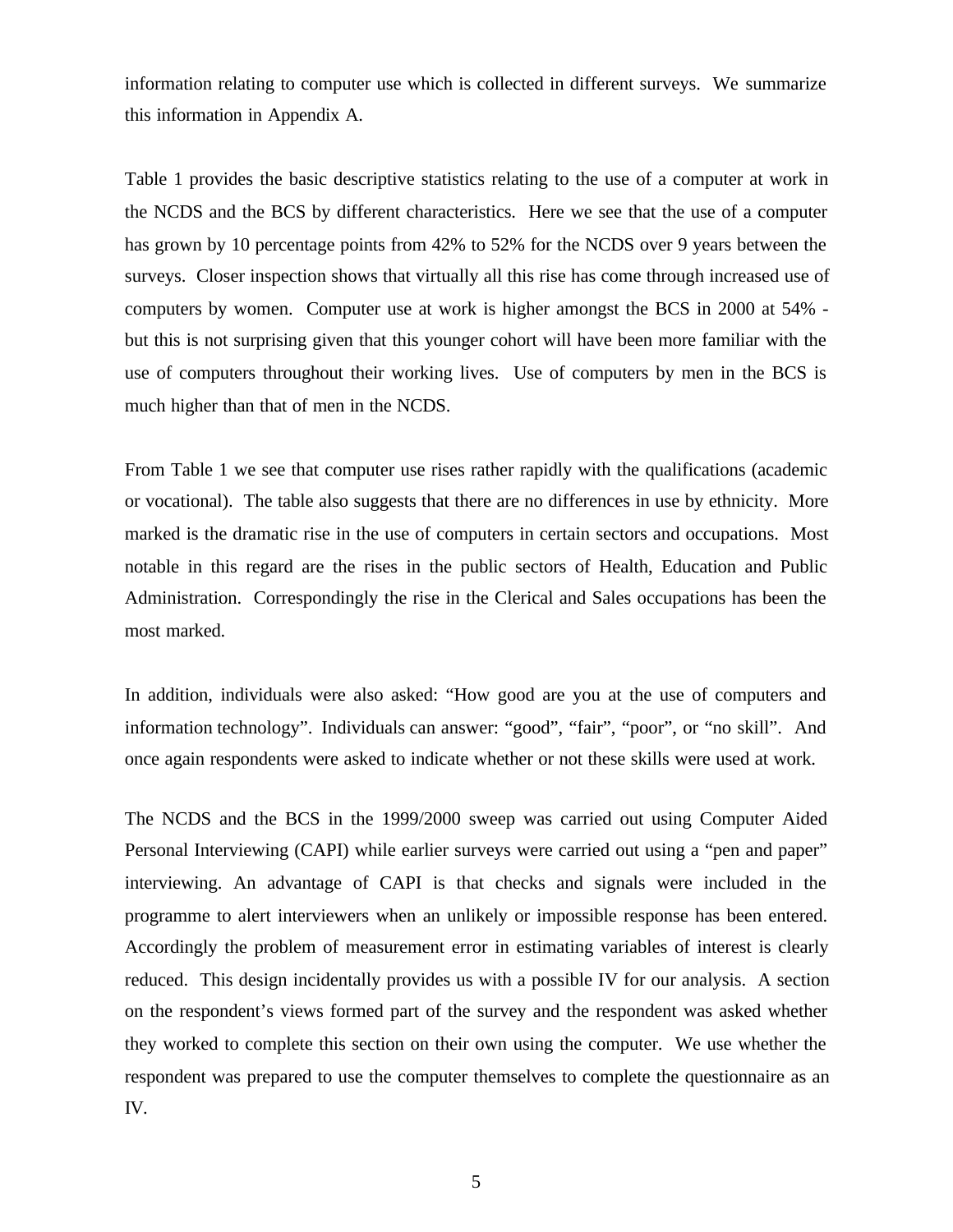information relating to computer use which is collected in different surveys. We summarize this information in Appendix A.

Table 1 provides the basic descriptive statistics relating to the use of a computer at work in the NCDS and the BCS by different characteristics. Here we see that the use of a computer has grown by 10 percentage points from 42% to 52% for the NCDS over 9 years between the surveys. Closer inspection shows that virtually all this rise has come through increased use of computers by women. Computer use at work is higher amongst the BCS in 2000 at 54% - but this is not surprising given that this younger cohort will have been more familiar with the use of computers throughout their working lives. Use of computers by men in the BCS is much higher than that of men in the NCDS.

From Table 1 we see that computer use rises rather rapidly with the qualifications (academic or vocational). The table also suggests that there are no differences in use by ethnicity. More marked is the dramatic rise in the use of computers in certain sectors and occupations. Most notable in this regard are the rises in the public sectors of Health, Education and Public Administration. Correspondingly the rise in the Clerical and Sales occupations has been the most marked.

In addition, individuals were also asked: "How good are you at the use of computers and information technology". Individuals can answer: "good", "fair", "poor", or "no skill". And once again respondents were asked to indicate whether or not these skills were used at work.

The NCDS and the BCS in the 1999/2000 sweep was carried out using Computer Aided Personal Interviewing (CAPI) while earlier surveys were carried out using a "pen and paper" interviewing. An advantage of CAPI is that checks and signals were included in the programme to alert interviewers when an unlikely or impossible response has been entered. Accordingly the problem of measurement error in estimating variables of interest is clearly reduced. This design incidentally provides us with a possible IV for our analysis. A section on the respondent's views formed part of the survey and the respondent was asked whether they worked to complete this section on their own using the computer. We use whether the respondent was prepared to use the computer themselves to complete the questionnaire as an IV.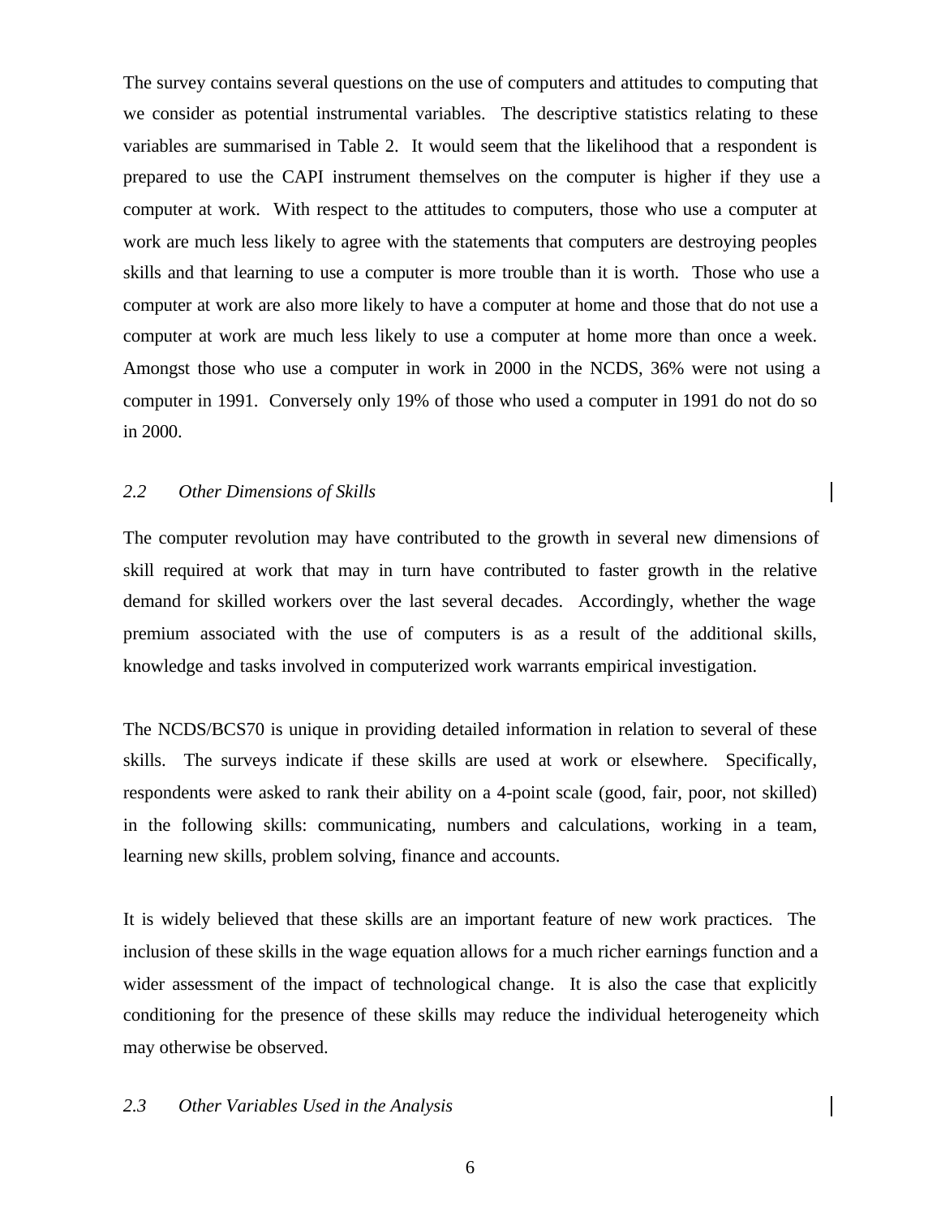The survey contains several questions on the use of computers and attitudes to computing that we consider as potential instrumental variables. The descriptive statistics relating to these variables are summarised in Table 2. It would seem that the likelihood that a respondent is prepared to use the CAPI instrument themselves on the computer is higher if they use a computer at work. With respect to the attitudes to computers, those who use a computer at work are much less likely to agree with the statements that computers are destroying peoples skills and that learning to use a computer is more trouble than it is worth. Those who use a computer at work are also more likely to have a computer at home and those that do not use a computer at work are much less likely to use a computer at home more than once a week. Amongst those who use a computer in work in 2000 in the NCDS, 36% were not using a computer in 1991. Conversely only 19% of those who used a computer in 1991 do not do so in 2000.

### *2.2 Other Dimensions of Skills*

The computer revolution may have contributed to the growth in several new dimensions of skill required at work that may in turn have contributed to faster growth in the relative demand for skilled workers over the last several decades. Accordingly, whether the wage premium associated with the use of computers is as a result of the additional skills, knowledge and tasks involved in computerized work warrants empirical investigation.

The NCDS/BCS70 is unique in providing detailed information in relation to several of these skills. The surveys indicate if these skills are used at work or elsewhere. Specifically, respondents were asked to rank their ability on a 4-point scale (good, fair, poor, not skilled) in the following skills: communicating, numbers and calculations, working in a team, learning new skills, problem solving, finance and accounts.

It is widely believed that these skills are an important feature of new work practices. The inclusion of these skills in the wage equation allows for a much richer earnings function and a wider assessment of the impact of technological change. It is also the case that explicitly conditioning for the presence of these skills may reduce the individual heterogeneity which may otherwise be observed.

### *2.3 Other Variables Used in the Analysis*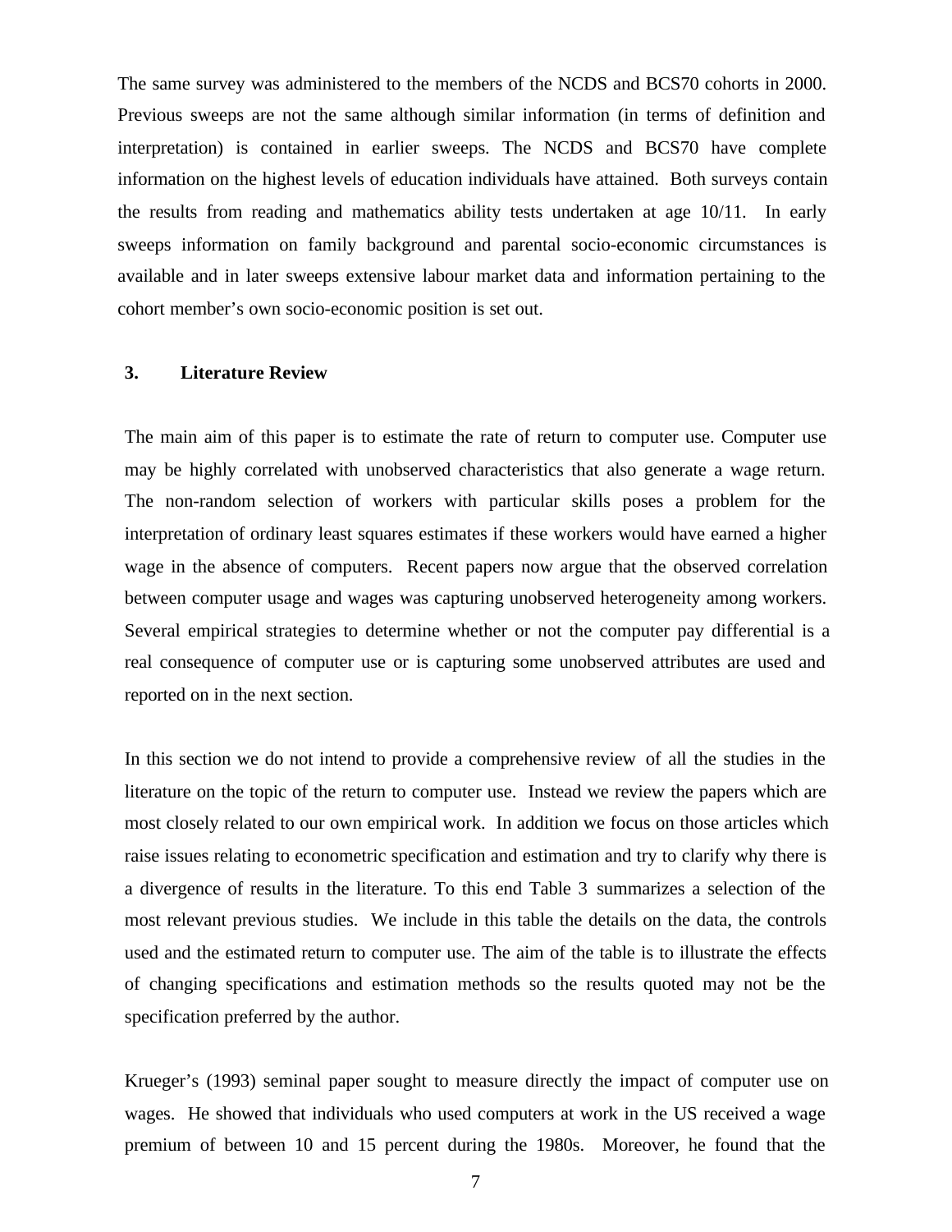The same survey was administered to the members of the NCDS and BCS70 cohorts in 2000. Previous sweeps are not the same although similar information (in terms of definition and interpretation) is contained in earlier sweeps. The NCDS and BCS70 have complete information on the highest levels of education individuals have attained. Both surveys contain the results from reading and mathematics ability tests undertaken at age 10/11. In early sweeps information on family background and parental socio-economic circumstances is available and in later sweeps extensive labour market data and information pertaining to the cohort member's own socio-economic position is set out.

## 3. Literature Review

The main aim of this paper is to estimate the rate of return to computer use. Computer use may be highly correlated with unobserved characteristics that also generate a wage return. The non-random selection of workers with particular skills poses a problem for the interpretation of ordinary least squares estimates if these workers would have earned a higher wage in the absence of computers. Recent papers now argue that the observed correlation between computer usage and wages was capturing unobserved heterogeneity among workers. Several empirical strategies to determine whether or not the computer pay differential is a real consequence of computer use or is capturing some unobserved attributes are used and reported on in the next section.

In this section we do not intend to provide a comprehensive review of all the studies in the literature on the topic of the return to computer use. Instead we review the papers which are most closely related to our own empirical work. In addition we focus on those articles which raise issues relating to econometric specification and estimation and try to clarify why there is a divergence of results in the literature. To this end Table 3 summarizes a selection of the most relevant previous studies. We include in this table the details on the data, the controls used and the estimated return to computer use. The aim of the table is to illustrate the effects of changing specifications and estimation methods so the results quoted may not be the specification preferred by the author.

Krueger's (1993) seminal paper sought to measure directly the impact of computer use on wages. He showed that individuals who used computers at work in the US received a wage premium of between 10 and 15 percent during the 1980s. Moreover, he found that the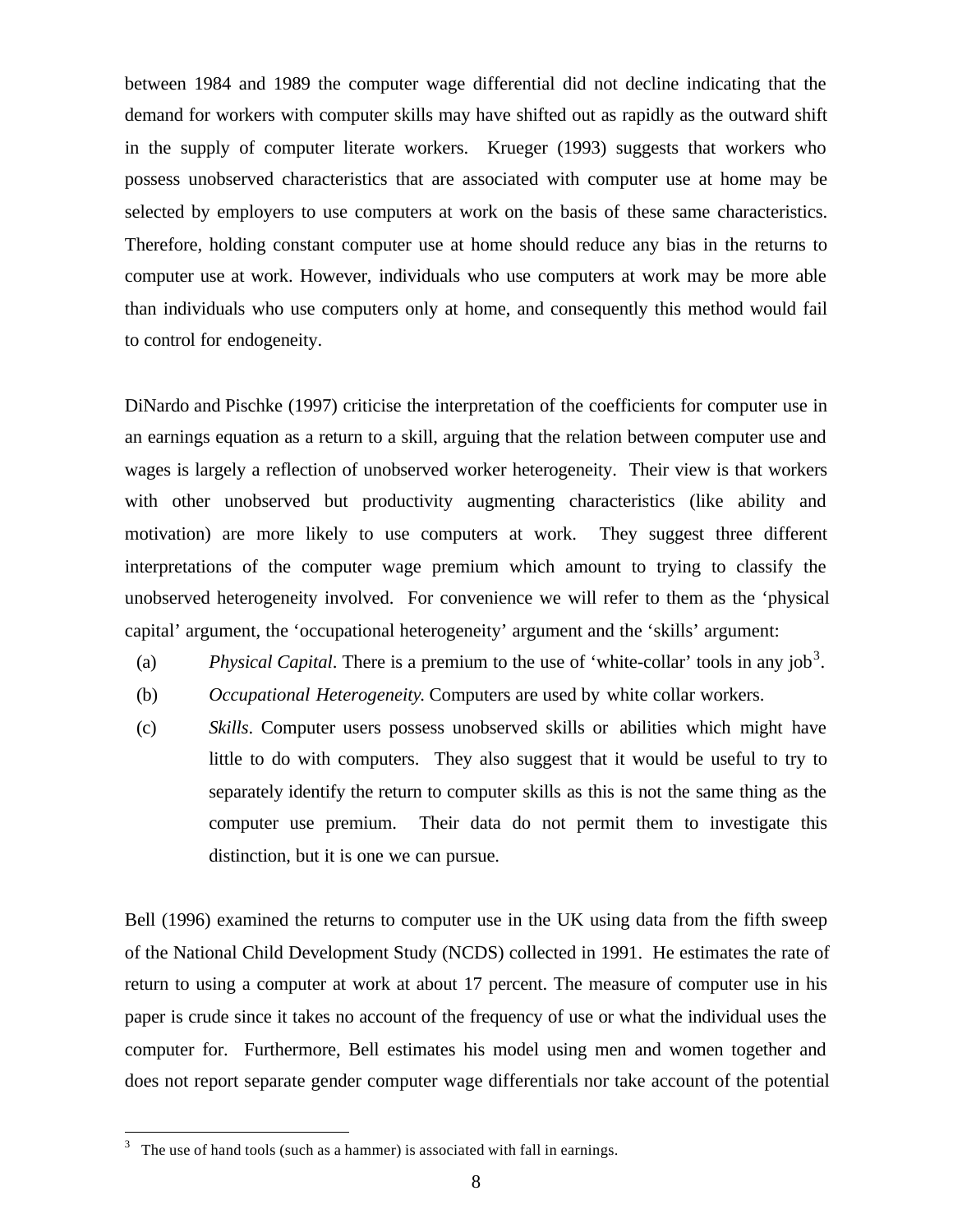between 1984 and 1989 the computer wage differential did not decline indicating that the demand for workers with computer skills may have shifted out as rapidly as the outward shift in the supply of computer literate workers. Krueger (1993) suggests that workers who possess unobserved characteristics that are associated with computer use at home may be selected by employers to use computers at work on the basis of these same characteristics. Therefore, holding constant computer use at home should reduce any bias in the returns to computer use at work. However, individuals who use computers at work may be more able than individuals who use computers only at home, and consequently this method would fail to control for endogeneity.

DiNardo and Pischke (1997) criticise the interpretation of the coefficients for computer use in an earnings equation as a return to a skill, arguing that the relation between computer use and wages is largely a reflection of unobserved worker heterogeneity. Their view is that workers with other unobserved but productivity augmenting characteristics (like ability and motivation) are more likely to use computers at work. They suggest three different interpretations of the computer wage premium which amount to trying to classify the unobserved heterogeneity involved. For convenience we will refer to them as the 'physical capital' argument, the 'occupational heterogeneity' argument and the 'skills' argument:

(a) *Physical Capital*. There is a premium to the use of 'white-collar' tools in any job[3].

(b) *Occupational Heterogeneity.* Computers are used by white collar workers.

(c) *Skills*. Computer users possess unobserved skills or abilities which might have little to do with computers. They also suggest that it would be useful to try to separately identify the return to computer skills as this is not the same thing as the computer use premium. Their data do not permit them to investigate this distinction, but it is one we can pursue.

Bell (1996) examined the returns to computer use in the UK using data from the fifth sweep of the National Child Development Study (NCDS) collected in 1991. He estimates the rate of return to using a computer at work at about 17 percent. The measure of computer use in his paper is crude since it takes no account of the frequency of use or what the individual uses the computer for. Furthermore, Bell estimates his model using men and women together and does not report separate gender computer wage differentials nor take account of the potential

[3] The use of hand tools (such as a hammer) is associated with fall in earnings.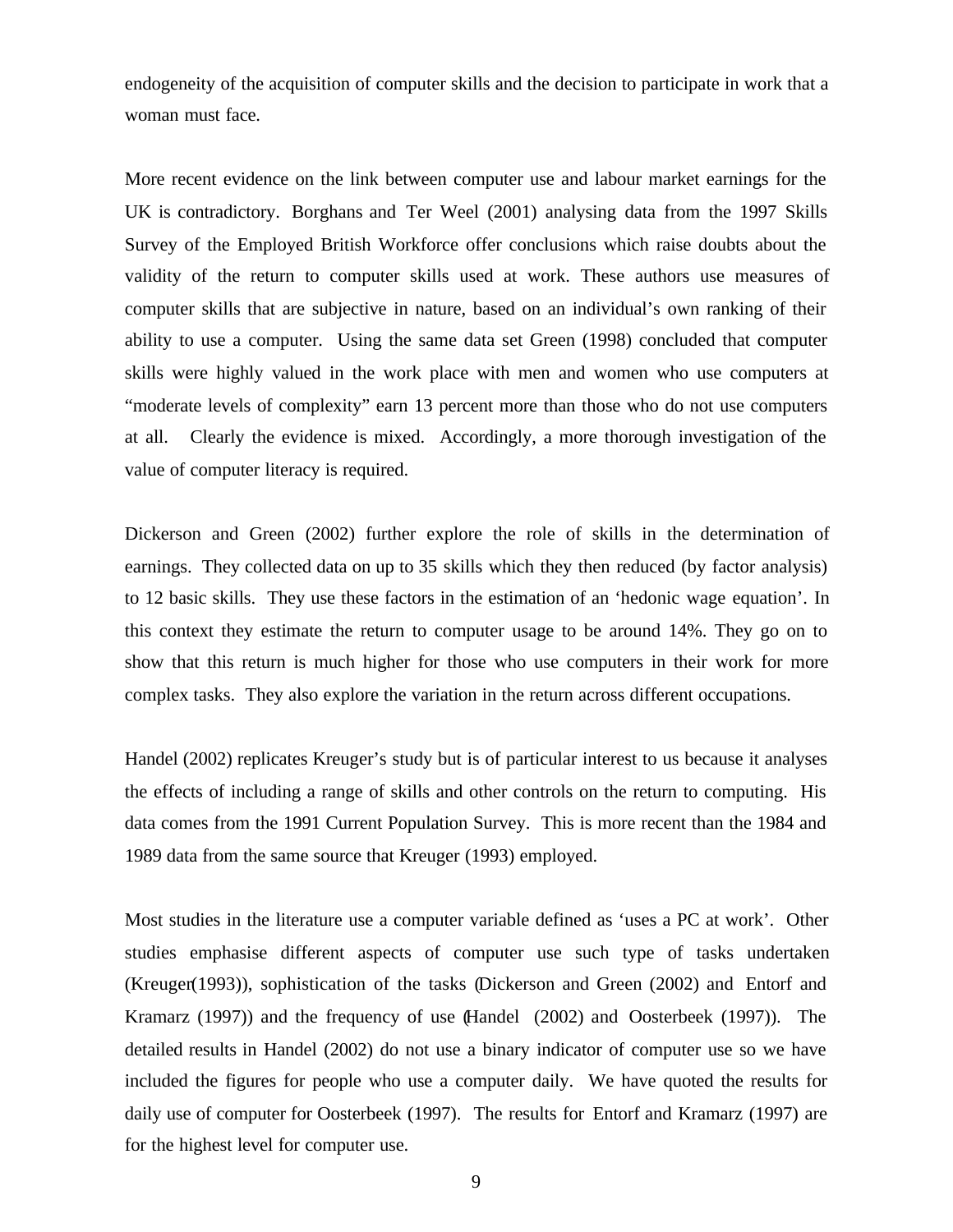endogeneity of the acquisition of computer skills and the decision to participate in work that a woman must face.

More recent evidence on the link between computer use and labour market earnings for the UK is contradictory. Borghans and Ter Weel (2001) analysing data from the 1997 Skills Survey of the Employed British Workforce offer conclusions which raise doubts about the validity of the return to computer skills used at work. These authors use measures of computer skills that are subjective in nature, based on an individual's own ranking of their ability to use a computer. Using the same data set Green (1998) concluded that computer skills were highly valued in the work place with men and women who use computers at "moderate levels of complexity" earn 13 percent more than those who do not use computers at all. Clearly the evidence is mixed. Accordingly, a more thorough investigation of the value of computer literacy is required.

Dickerson and Green (2002) further explore the role of skills in the determination of earnings. They collected data on up to 35 skills which they then reduced (by factor analysis) to 12 basic skills. They use these factors in the estimation of an 'hedonic wage equation'. In this context they estimate the return to computer usage to be around 14%. They go on to show that this return is much higher for those who use computers in their work for more complex tasks. They also explore the variation in the return across different occupations.

Handel (2002) replicates Kreuger's study but is of particular interest to us because it analyses the effects of including a range of skills and other controls on the return to computing. His data comes from the 1991 Current Population Survey. This is more recent than the 1984 and 1989 data from the same source that Kreuger (1993) employed.

Most studies in the literature use a computer variable defined as 'uses a PC at work'. Other studies emphasise different aspects of computer use such type of tasks undertaken (Kreuger(1993)), sophistication of the tasks (Dickerson and Green (2002) and Entorf and Kramarz (1997)) and the frequency of use (Handel (2002) and Oosterbeek (1997)). The detailed results in Handel (2002) do not use a binary indicator of computer use so we have included the figures for people who use a computer daily. We have quoted the results for daily use of computer for Oosterbeek (1997). The results for Entorf and Kramarz (1997) are for the highest level for computer use.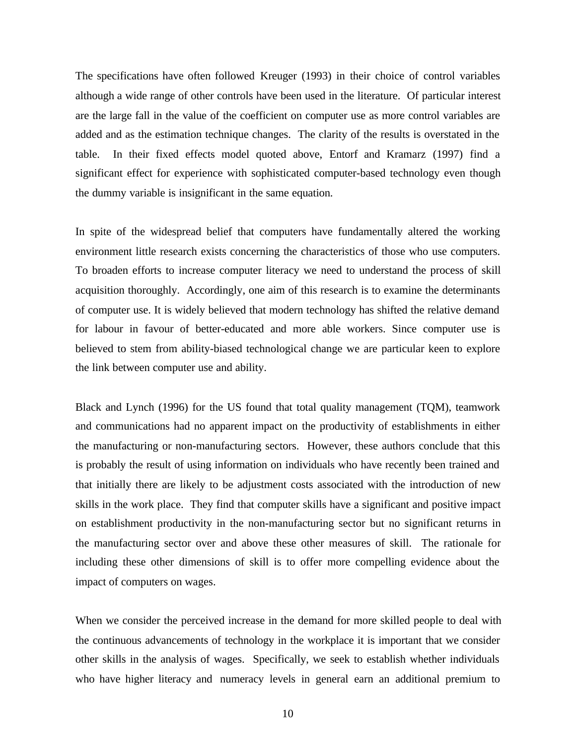The specifications have often followed Kreuger (1993) in their choice of control variables although a wide range of other controls have been used in the literature. Of particular interest are the large fall in the value of the coefficient on computer use as more control variables are added and as the estimation technique changes. The clarity of the results is overstated in the table. In their fixed effects model quoted above, Entorf and Kramarz (1997) find a significant effect for experience with sophisticated computer-based technology even though the dummy variable is insignificant in the same equation.

In spite of the widespread belief that computers have fundamentally altered the working environment little research exists concerning the characteristics of those who use computers. To broaden efforts to increase computer literacy we need to understand the process of skill acquisition thoroughly. Accordingly, one aim of this research is to examine the determinants of computer use. It is widely believed that modern technology has shifted the relative demand for labour in favour of better-educated and more able workers. Since computer use is believed to stem from ability-biased technological change we are particular keen to explore the link between computer use and ability.

Black and Lynch (1996) for the US found that total quality management (TQM), teamwork and communications had no apparent impact on the productivity of establishments in either the manufacturing or non-manufacturing sectors. However, these authors conclude that this is probably the result of using information on individuals who have recently been trained and that initially there are likely to be adjustment costs associated with the introduction of new skills in the work place. They find that computer skills have a significant and positive impact on establishment productivity in the non-manufacturing sector but no significant returns in the manufacturing sector over and above these other measures of skill. The rationale for including these other dimensions of skill is to offer more compelling evidence about the impact of computers on wages.

When we consider the perceived increase in the demand for more skilled people to deal with the continuous advancements of technology in the workplace it is important that we consider other skills in the analysis of wages. Specifically, we seek to establish whether individuals who have higher literacy and numeracy levels in general earn an additional premium to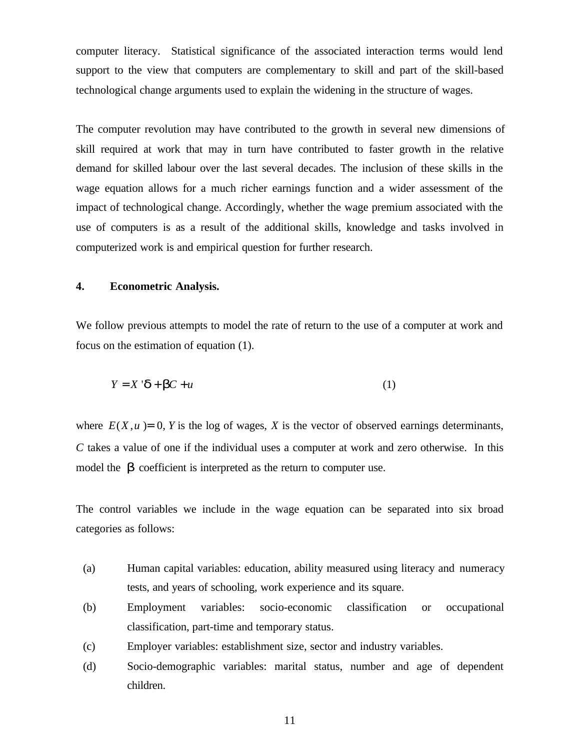computer literacy. Statistical significance of the associated interaction terms would lend support to the view that computers are complementary to skill and part of the skill-based technological change arguments used to explain the widening in the structure of wages.

The computer revolution may have contributed to the growth in several new dimensions of skill required at work that may in turn have contributed to faster growth in the relative demand for skilled labour over the last several decades. The inclusion of these skills in the wage equation allows for a much richer earnings function and a wider assessment of the impact of technological change. Accordingly, whether the wage premium associated with the use of computers is as a result of the additional skills, knowledge and tasks involved in computerized work is and empirical question for further research.

## 4. Econometric Analysis.

We follow previous attempts to model the rate of return to the use of a computer at work and focus on the estimation of equation (1).

$$Y = X'\delta + \beta C + u \qquad (1)$$

where $E(X, u) = 0$, $Y$ is the log of wages, $X$ is the vector of observed earnings determinants, $C$ takes a value of one if the individual uses a computer at work and zero otherwise. In this model the $\beta$ coefficient is interpreted as the return to computer use.

The control variables we include in the wage equation can be separated into six broad categories as follows:

(a) Human capital variables: education, ability measured using literacy and numeracy tests, and years of schooling, work experience and its square.

(b) Employment variables: socio-economic classification or occupational classification, part-time and temporary status.

(c) Employer variables: establishment size, sector and industry variables.

(d) Socio-demographic variables: marital status, number and age of dependent children.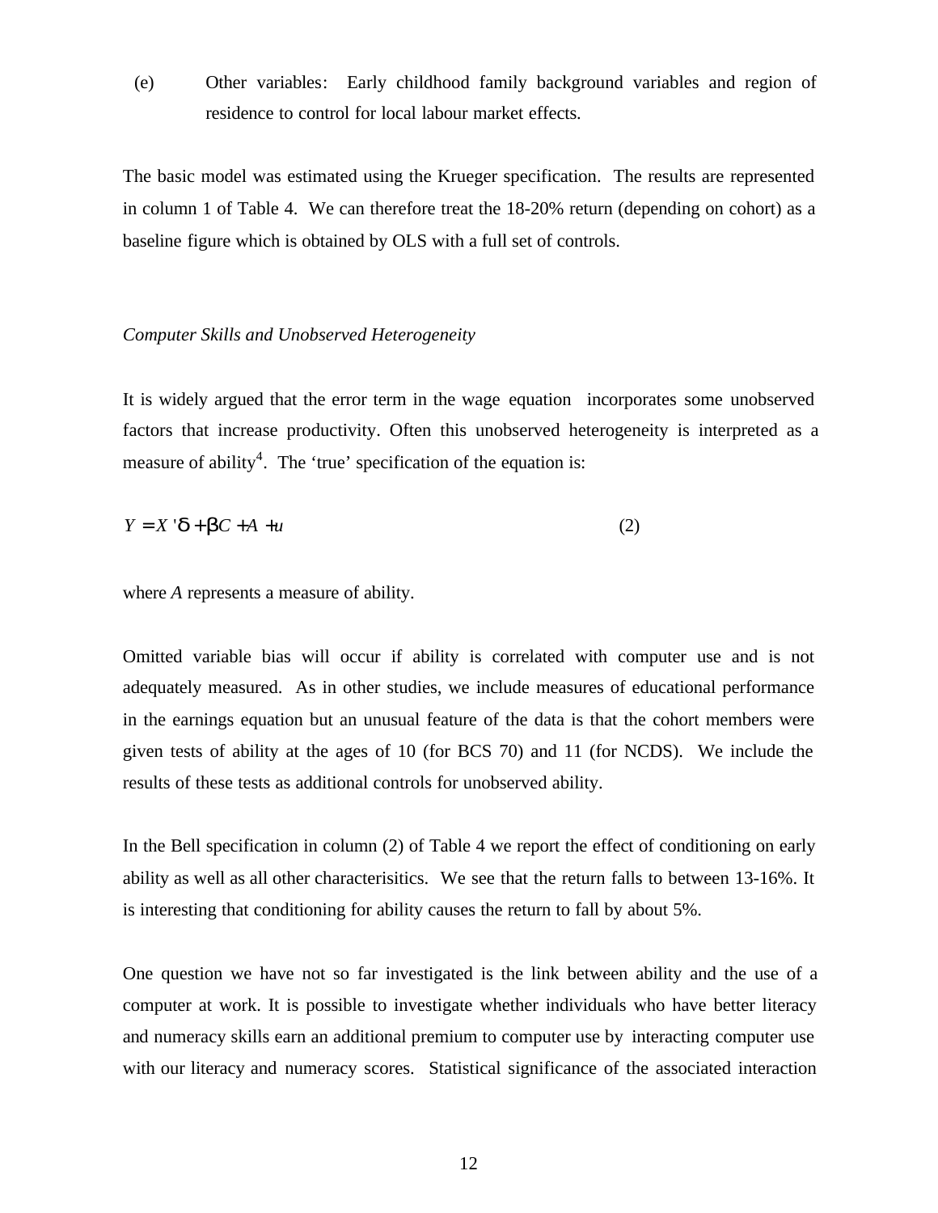(e) Other variables: Early childhood family background variables and region of residence to control for local labour market effects.

The basic model was estimated using the Krueger specification. The results are represented in column 1 of Table 4. We can therefore treat the 18-20% return (depending on cohort) as a baseline figure which is obtained by OLS with a full set of controls.

*Computer Skills and Unobserved Heterogeneity*

It is widely argued that the error term in the wage equation incorporates some unobserved factors that increase productivity. Often this unobserved heterogeneity is interpreted as a measure of ability[4]. The 'true' specification of the equation is:

$$Y = X'\delta + \beta C + A + u \tag{2}$$

where $A$ represents a measure of ability.

Omitted variable bias will occur if ability is correlated with computer use and is not adequately measured. As in other studies, we include measures of educational performance in the earnings equation but an unusual feature of the data is that the cohort members were given tests of ability at the ages of 10 (for BCS 70) and 11 (for NCDS). We include the results of these tests as additional controls for unobserved ability.

In the Bell specification in column (2) of Table 4 we report the effect of conditioning on early ability as well as all other characterisitics. We see that the return falls to between 13-16%. It is interesting that conditioning for ability causes the return to fall by about 5%.

One question we have not so far investigated is the link between ability and the use of a computer at work. It is possible to investigate whether individuals who have better literacy and numeracy skills earn an additional premium to computer use by interacting computer use with our literacy and numeracy scores. Statistical significance of the associated interaction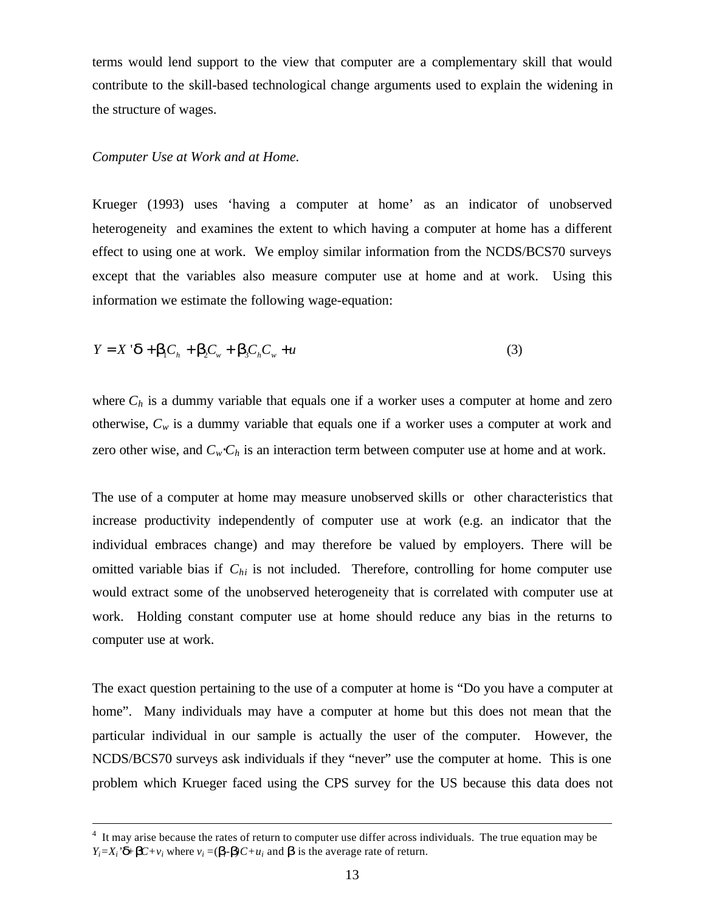terms would lend support to the view that computer are a complementary skill that would contribute to the skill-based technological change arguments used to explain the widening in the structure of wages.

*Computer Use at Work and at Home.*

Krueger (1993) uses 'having a computer at home' as an indicator of unobserved heterogeneity and examines the extent to which having a computer at home has a different effect to using one at work. We employ similar information from the NCDS/BCS70 surveys except that the variables also measure computer use at home and at work. Using this information we estimate the following wage-equation:

$$Y = X'\delta + \beta_1 C_h + \beta_2 C_w + \beta_3 C_h C_w + u \qquad (3)$$

where $C_h$ is a dummy variable that equals one if a worker uses a computer at home and zero otherwise, $C_w$ is a dummy variable that equals one if a worker uses a computer at work and zero other wise, and $C_w \cdot C_h$ is an interaction term between computer use at home and at work.

The use of a computer at home may measure unobserved skills or other characteristics that increase productivity independently of computer use at work (e.g. an indicator that the individual embraces change) and may therefore be valued by employers. There will be omitted variable bias if $C_{hi}$ is not included. Therefore, controlling for home computer use would extract some of the unobserved heterogeneity that is correlated with computer use at work. Holding constant computer use at home should reduce any bias in the returns to computer use at work.

The exact question pertaining to the use of a computer at home is "Do you have a computer at home". Many individuals may have a computer at home but this does not mean that the particular individual in our sample is actually the user of the computer. However, the NCDS/BCS70 surveys ask individuals if they "never" use the computer at home. This is one problem which Krueger faced using the CPS survey for the US because this data does not

---

[4] It may arise because the rates of return to computer use differ across individuals. The true equation may be $Y_i = X_i'\delta + \beta C + v_i$ where $v_i = (\beta_i - \beta)C + u_i$ and $\beta$ is the average rate of return.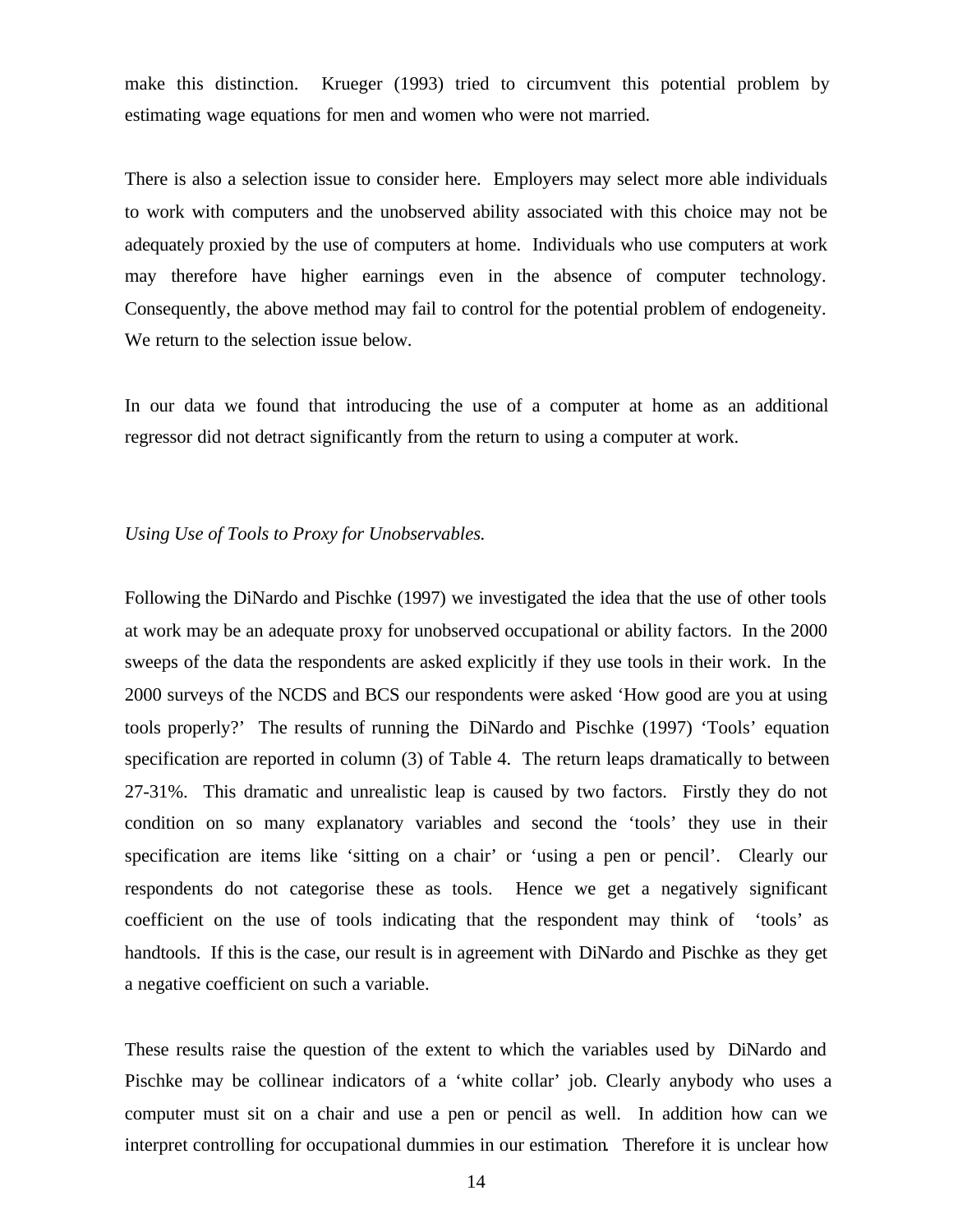make this distinction. Krueger (1993) tried to circumvent this potential problem by estimating wage equations for men and women who were not married.

There is also a selection issue to consider here. Employers may select more able individuals to work with computers and the unobserved ability associated with this choice may not be adequately proxied by the use of computers at home. Individuals who use computers at work may therefore have higher earnings even in the absence of computer technology. Consequently, the above method may fail to control for the potential problem of endogeneity. We return to the selection issue below.

In our data we found that introducing the use of a computer at home as an additional regressor did not detract significantly from the return to using a computer at work.

*Using Use of Tools to Proxy for Unobservables.*

Following the DiNardo and Pischke (1997) we investigated the idea that the use of other tools at work may be an adequate proxy for unobserved occupational or ability factors. In the 2000 sweeps of the data the respondents are asked explicitly if they use tools in their work. In the 2000 surveys of the NCDS and BCS our respondents were asked 'How good are you at using tools properly?' The results of running the DiNardo and Pischke (1997) 'Tools' equation specification are reported in column (3) of Table 4. The return leaps dramatically to between 27-31%. This dramatic and unrealistic leap is caused by two factors. Firstly they do not condition on so many explanatory variables and second the 'tools' they use in their specification are items like 'sitting on a chair' or 'using a pen or pencil'. Clearly our respondents do not categorise these as tools. Hence we get a negatively significant coefficient on the use of tools indicating that the respondent may think of 'tools' as handtools. If this is the case, our result is in agreement with DiNardo and Pischke as they get a negative coefficient on such a variable.

These results raise the question of the extent to which the variables used by DiNardo and Pischke may be collinear indicators of a 'white collar' job. Clearly anybody who uses a computer must sit on a chair and use a pen or pencil as well. In addition how can we interpret controlling for occupational dummies in our estimation. Therefore it is unclear how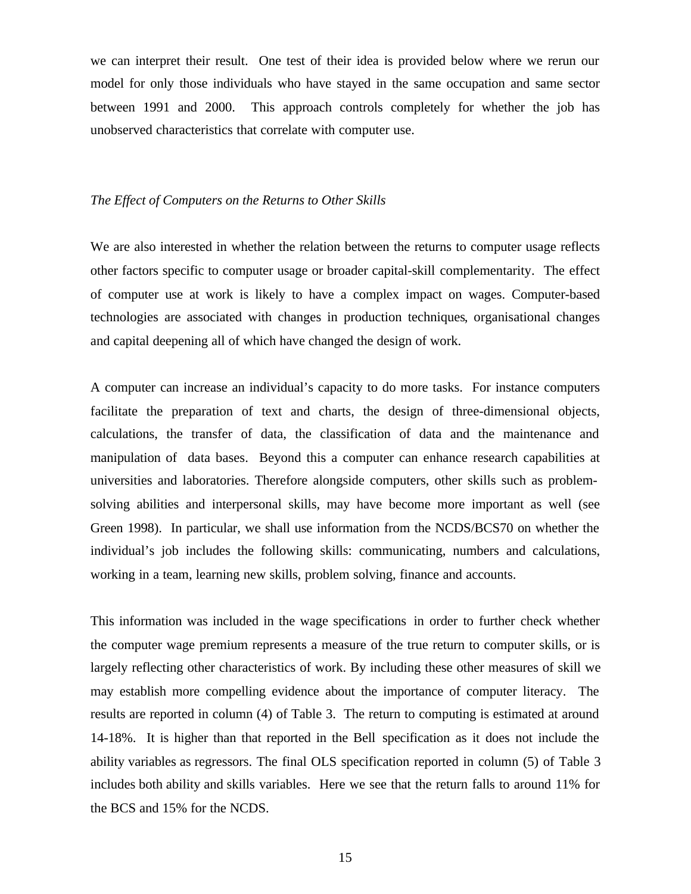we can interpret their result. One test of their idea is provided below where we rerun our model for only those individuals who have stayed in the same occupation and same sector between 1991 and 2000. This approach controls completely for whether the job has unobserved characteristics that correlate with computer use.

*The Effect of Computers on the Returns to Other Skills*

We are also interested in whether the relation between the returns to computer usage reflects other factors specific to computer usage or broader capital-skill complementarity. The effect of computer use at work is likely to have a complex impact on wages. Computer-based technologies are associated with changes in production techniques, organisational changes and capital deepening all of which have changed the design of work.

A computer can increase an individual's capacity to do more tasks. For instance computers facilitate the preparation of text and charts, the design of three-dimensional objects, calculations, the transfer of data, the classification of data and the maintenance and manipulation of data bases. Beyond this a computer can enhance research capabilities at universities and laboratories. Therefore alongside computers, other skills such as problem-solving abilities and interpersonal skills, may have become more important as well (see Green 1998). In particular, we shall use information from the NCDS/BCS70 on whether the individual's job includes the following skills: communicating, numbers and calculations, working in a team, learning new skills, problem solving, finance and accounts.

This information was included in the wage specifications in order to further check whether the computer wage premium represents a measure of the true return to computer skills, or is largely reflecting other characteristics of work. By including these other measures of skill we may establish more compelling evidence about the importance of computer literacy. The results are reported in column (4) of Table 3. The return to computing is estimated at around 14-18%. It is higher than that reported in the Bell specification as it does not include the ability variables as regressors. The final OLS specification reported in column (5) of Table 3 includes both ability and skills variables. Here we see that the return falls to around 11% for the BCS and 15% for the NCDS.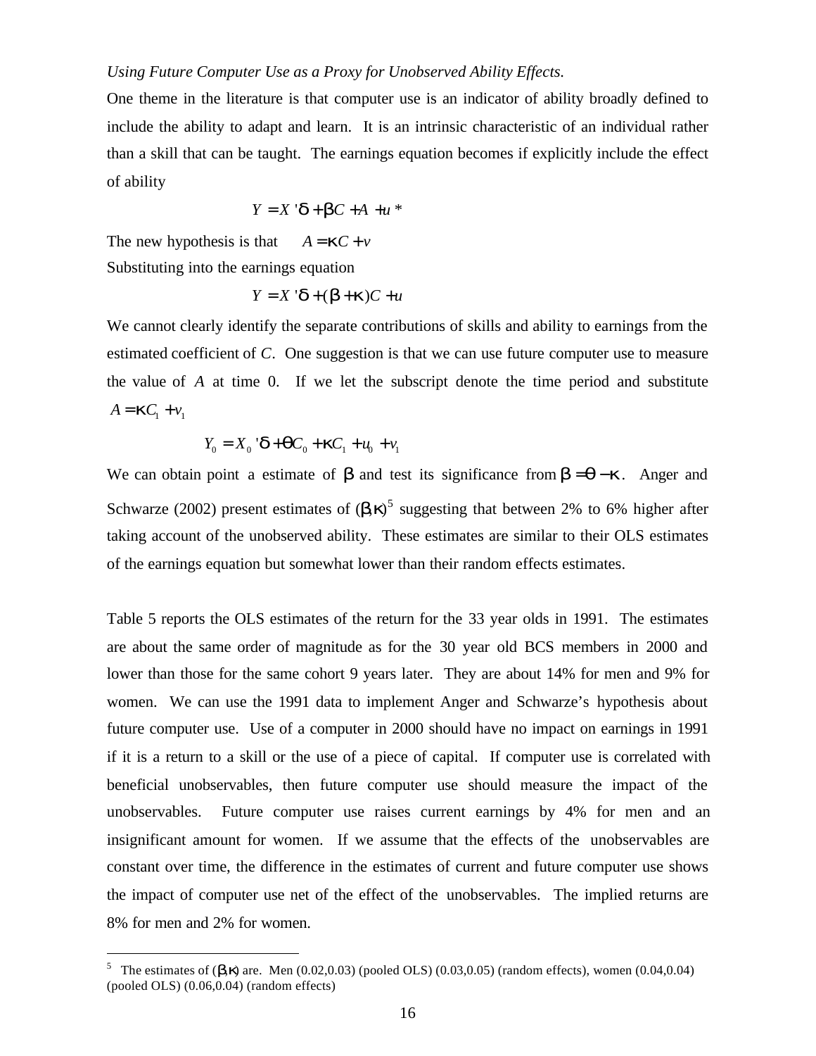*Using Future Computer Use as a Proxy for Unobserved Ability Effects.*

One theme in the literature is that computer use is an indicator of ability broadly defined to include the ability to adapt and learn. It is an intrinsic characteristic of an individual rather than a skill that can be taught. The earnings equation becomes if explicitly include the effect of ability

$$Y = X'\delta + \beta C + A + u^*$$

The new hypothesis is that $A = \kappa C + v$

Substituting into the earnings equation

$$Y = X'\delta + (\beta + \kappa)C + u$$

We cannot clearly identify the separate contributions of skills and ability to earnings from the estimated coefficient of $C$. One suggestion is that we can use future computer use to measure the value of $A$ at time 0. If we let the subscript denote the time period and substitute $A = \kappa C_1 + v_1$

$$Y_0 = X_0'\delta + \theta C_0 + \kappa C_1 + u_0 + v_1$$

We can obtain point a estimate of $\beta$ and test its significance from $\beta = \theta - \kappa$. Anger and Schwarze (2002) present estimates of $(\beta, \kappa)$[5] suggesting that between 2% to 6% higher after taking account of the unobserved ability. These estimates are similar to their OLS estimates of the earnings equation but somewhat lower than their random effects estimates.

Table 5 reports the OLS estimates of the return for the 33 year olds in 1991. The estimates are about the same order of magnitude as for the 30 year old BCS members in 2000 and lower than those for the same cohort 9 years later. They are about 14% for men and 9% for women. We can use the 1991 data to implement Anger and Schwarze's hypothesis about future computer use. Use of a computer in 2000 should have no impact on earnings in 1991 if it is a return to a skill or the use of a piece of capital. If computer use is correlated with beneficial unobservables, then future computer use should measure the impact of the unobservables. Future computer use raises current earnings by 4% for men and an insignificant amount for women. If we assume that the effects of the unobservables are constant over time, the difference in the estimates of current and future computer use shows the impact of computer use net of the effect of the unobservables. The implied returns are 8% for men and 2% for women.

---

[5] The estimates of $(\beta, \kappa)$ are. Men (0.02,0.03) (pooled OLS) (0.03,0.05) (random effects), women (0.04,0.04) (pooled OLS) (0.06,0.04) (random effects)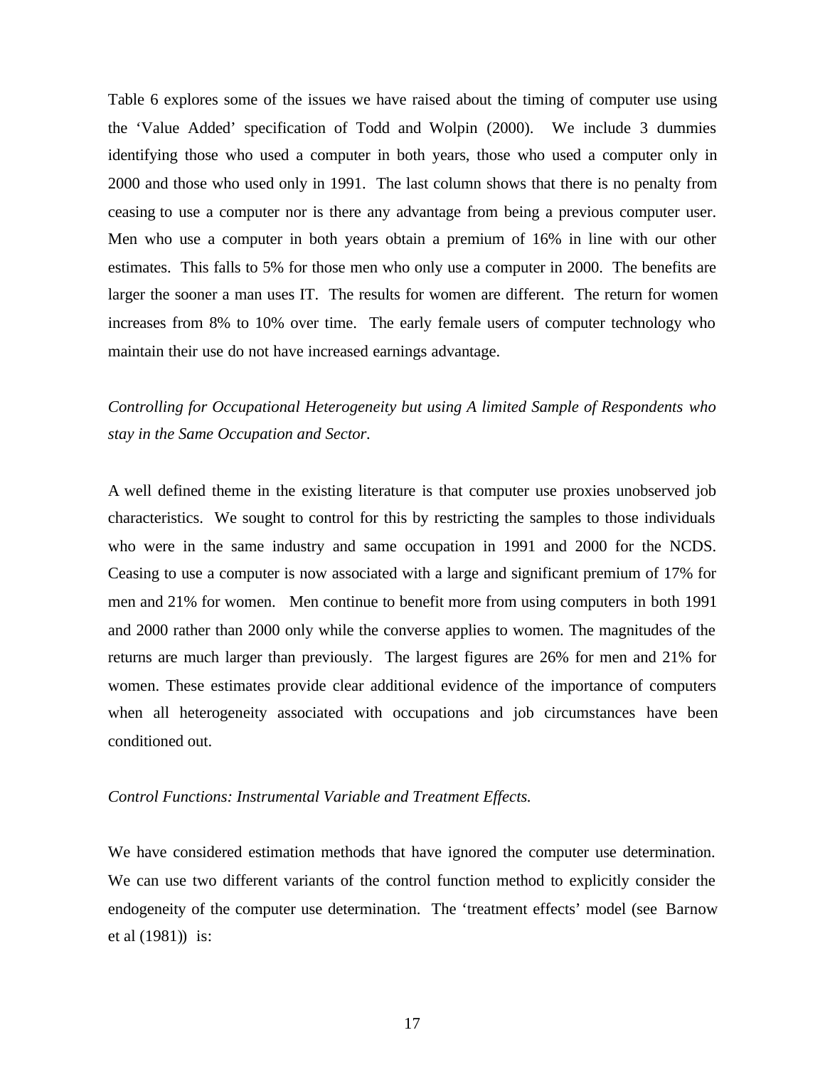Table 6 explores some of the issues we have raised about the timing of computer use using the 'Value Added' specification of Todd and Wolpin (2000). We include 3 dummies identifying those who used a computer in both years, those who used a computer only in 2000 and those who used only in 1991. The last column shows that there is no penalty from ceasing to use a computer nor is there any advantage from being a previous computer user. Men who use a computer in both years obtain a premium of 16% in line with our other estimates. This falls to 5% for those men who only use a computer in 2000. The benefits are larger the sooner a man uses IT. The results for women are different. The return for women increases from 8% to 10% over time. The early female users of computer technology who maintain their use do not have increased earnings advantage.

*Controlling for Occupational Heterogeneity but using A limited Sample of Respondents who stay in the Same Occupation and Sector.*

A well defined theme in the existing literature is that computer use proxies unobserved job characteristics. We sought to control for this by restricting the samples to those individuals who were in the same industry and same occupation in 1991 and 2000 for the NCDS. Ceasing to use a computer is now associated with a large and significant premium of 17% for men and 21% for women. Men continue to benefit more from using computers in both 1991 and 2000 rather than 2000 only while the converse applies to women. The magnitudes of the returns are much larger than previously. The largest figures are 26% for men and 21% for women. These estimates provide clear additional evidence of the importance of computers when all heterogeneity associated with occupations and job circumstances have been conditioned out.

*Control Functions: Instrumental Variable and Treatment Effects.*

We have considered estimation methods that have ignored the computer use determination. We can use two different variants of the control function method to explicitly consider the endogeneity of the computer use determination. The 'treatment effects' model (see Barnow et al (1981)) is: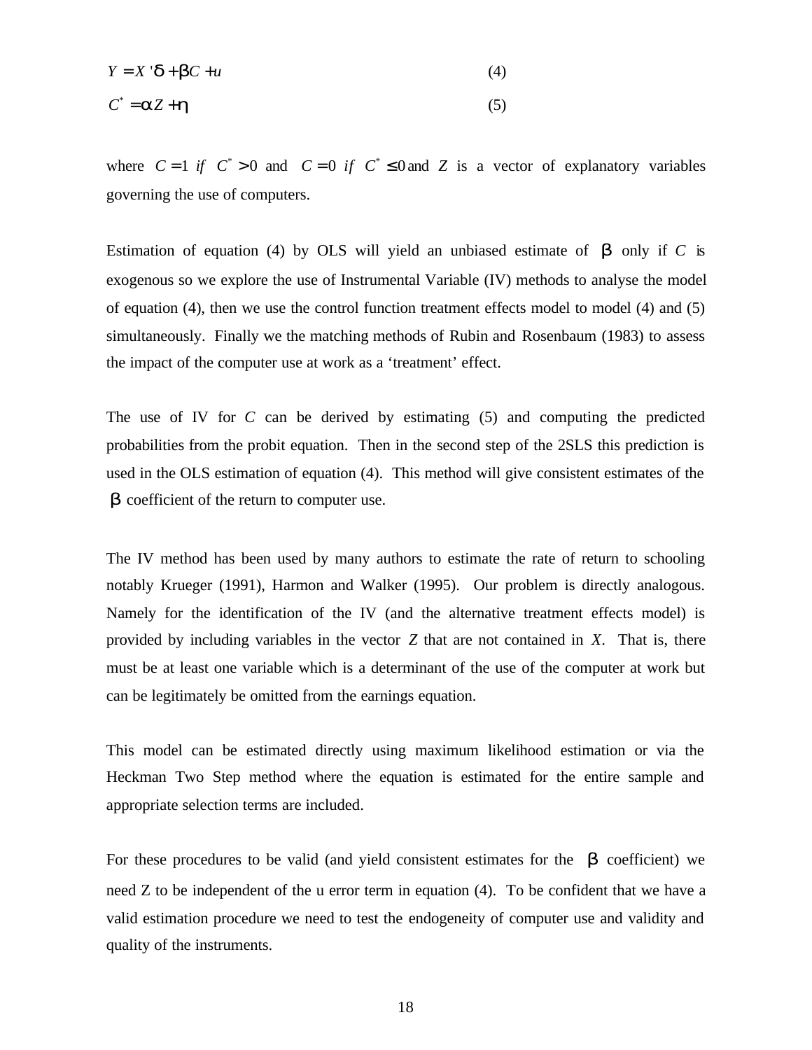$$Y = X'\delta + \beta C + u \tag{4}$$

$$C^* = \alpha Z + \eta \tag{5}$$

where $C = 1\ if\ C^* > 0$ and $C = 0\ if\ C^* \leq 0$ and $Z$ is a vector of explanatory variables governing the use of computers.

Estimation of equation (4) by OLS will yield an unbiased estimate of $\beta$ only if $C$ is exogenous so we explore the use of Instrumental Variable (IV) methods to analyse the model of equation (4), then we use the control function treatment effects model to model (4) and (5) simultaneously. Finally we the matching methods of Rubin and Rosenbaum (1983) to assess the impact of the computer use at work as a 'treatment' effect.

The use of IV for $C$ can be derived by estimating (5) and computing the predicted probabilities from the probit equation. Then in the second step of the 2SLS this prediction is used in the OLS estimation of equation (4). This method will give consistent estimates of the $\beta$ coefficient of the return to computer use.

The IV method has been used by many authors to estimate the rate of return to schooling notably Krueger (1991), Harmon and Walker (1995). Our problem is directly analogous. Namely for the identification of the IV (and the alternative treatment effects model) is provided by including variables in the vector $Z$ that are not contained in $X$. That is, there must be at least one variable which is a determinant of the use of the computer at work but can be legitimately be omitted from the earnings equation.

This model can be estimated directly using maximum likelihood estimation or via the Heckman Two Step method where the equation is estimated for the entire sample and appropriate selection terms are included.

For these procedures to be valid (and yield consistent estimates for the $\beta$ coefficient) we need Z to be independent of the u error term in equation (4). To be confident that we have a valid estimation procedure we need to test the endogeneity of computer use and validity and quality of the instruments.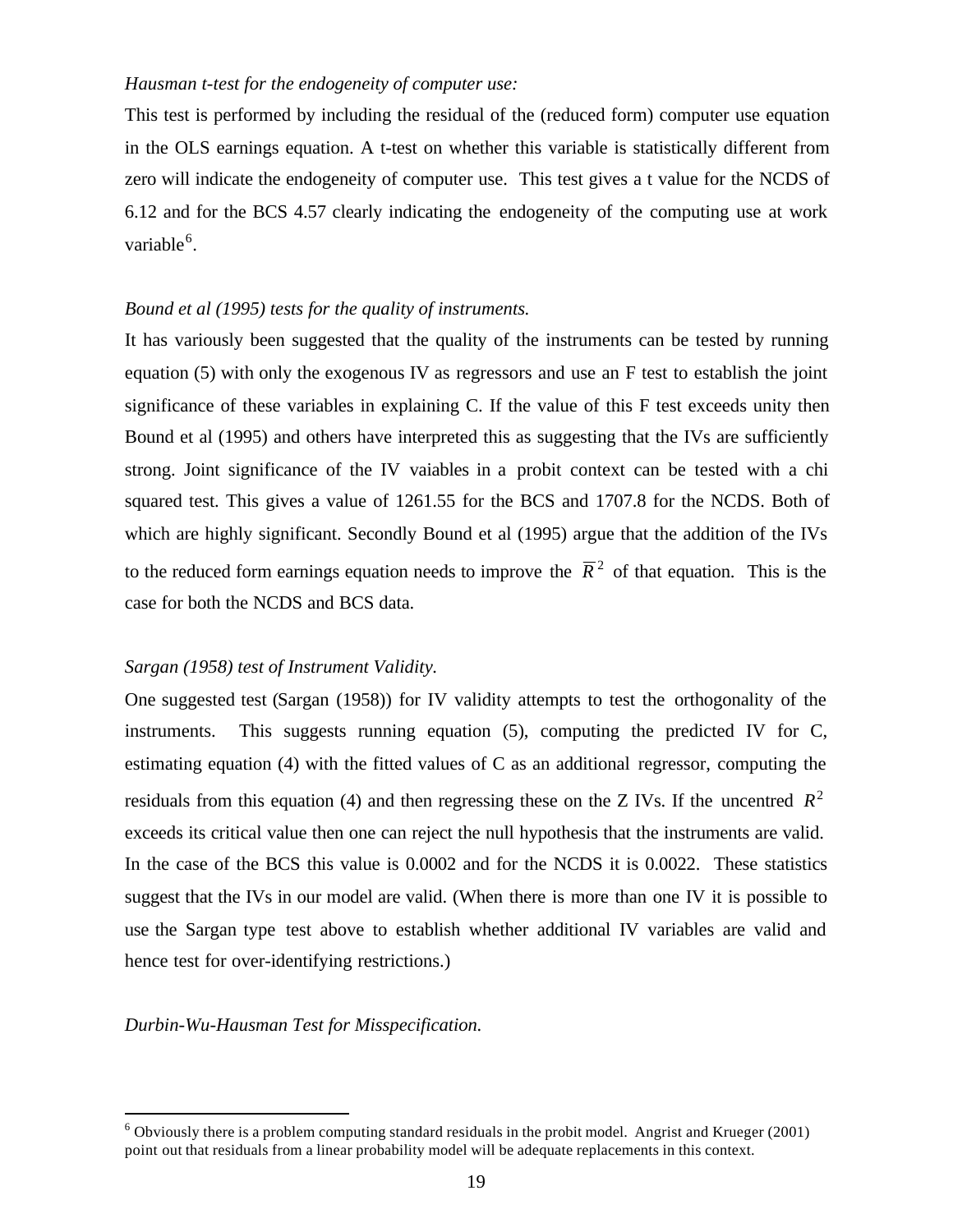*Hausman t-test for the endogeneity of computer use:*

This test is performed by including the residual of the (reduced form) computer use equation in the OLS earnings equation. A t-test on whether this variable is statistically different from zero will indicate the endogeneity of computer use. This test gives a t value for the NCDS of 6.12 and for the BCS 4.57 clearly indicating the endogeneity of the computing use at work variable[6].

*Bound et al (1995) tests for the quality of instruments.*

It has variously been suggested that the quality of the instruments can be tested by running equation (5) with only the exogenous IV as regressors and use an F test to establish the joint significance of these variables in explaining C. If the value of this F test exceeds unity then Bound et al (1995) and others have interpreted this as suggesting that the IVs are sufficiently strong. Joint significance of the IV vaiables in a probit context can be tested with a chi squared test. This gives a value of 1261.55 for the BCS and 1707.8 for the NCDS. Both of which are highly significant. Secondly Bound et al (1995) argue that the addition of the IVs to the reduced form earnings equation needs to improve the $\overline{R}^2$ of that equation. This is the case for both the NCDS and BCS data.

*Sargan (1958) test of Instrument Validity.*

One suggested test (Sargan (1958)) for IV validity attempts to test the orthogonality of the instruments. This suggests running equation (5), computing the predicted IV for C, estimating equation (4) with the fitted values of C as an additional regressor, computing the residuals from this equation (4) and then regressing these on the Z IVs. If the uncentred $R^2$ exceeds its critical value then one can reject the null hypothesis that the instruments are valid. In the case of the BCS this value is 0.0002 and for the NCDS it is 0.0022. These statistics suggest that the IVs in our model are valid. (When there is more than one IV it is possible to use the Sargan type test above to establish whether additional IV variables are valid and hence test for over-identifying restrictions.)

*Durbin-Wu-Hausman Test for Misspecification.*

[6] Obviously there is a problem computing standard residuals in the probit model. Angrist and Krueger (2001) point out that residuals from a linear probability model will be adequate replacements in this context.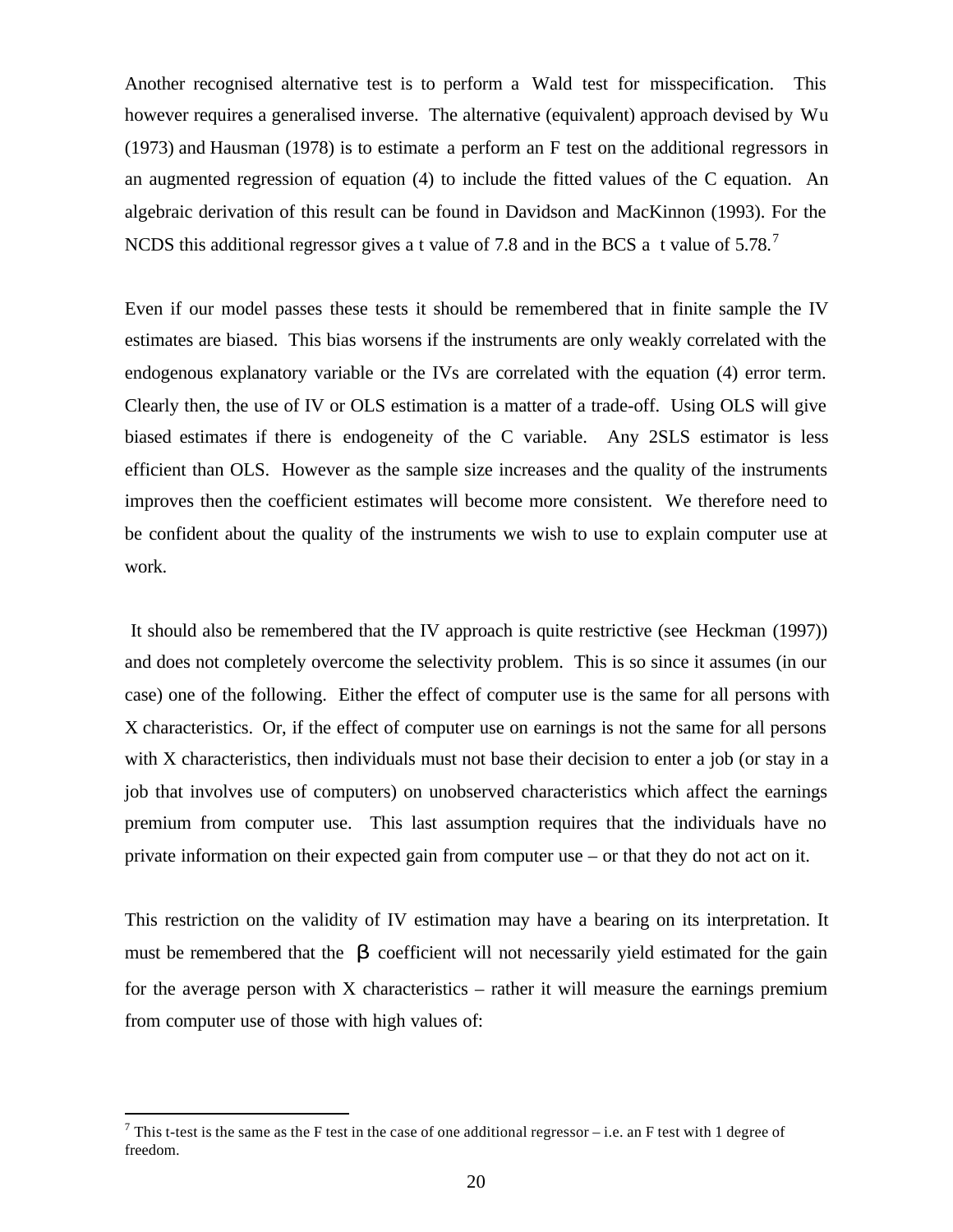Another recognised alternative test is to perform a Wald test for misspecification. This however requires a generalised inverse. The alternative (equivalent) approach devised by Wu (1973) and Hausman (1978) is to estimate a perform an F test on the additional regressors in an augmented regression of equation (4) to include the fitted values of the C equation. An algebraic derivation of this result can be found in Davidson and MacKinnon (1993). For the NCDS this additional regressor gives a t value of 7.8 and in the BCS a t value of 5.78.[7]

Even if our model passes these tests it should be remembered that in finite sample the IV estimates are biased. This bias worsens if the instruments are only weakly correlated with the endogenous explanatory variable or the IVs are correlated with the equation (4) error term. Clearly then, the use of IV or OLS estimation is a matter of a trade-off. Using OLS will give biased estimates if there is endogeneity of the C variable. Any 2SLS estimator is less efficient than OLS. However as the sample size increases and the quality of the instruments improves then the coefficient estimates will become more consistent. We therefore need to be confident about the quality of the instruments we wish to use to explain computer use at work.

It should also be remembered that the IV approach is quite restrictive (see Heckman (1997)) and does not completely overcome the selectivity problem. This is so since it assumes (in our case) one of the following. Either the effect of computer use is the same for all persons with X characteristics. Or, if the effect of computer use on earnings is not the same for all persons with X characteristics, then individuals must not base their decision to enter a job (or stay in a job that involves use of computers) on unobserved characteristics which affect the earnings premium from computer use. This last assumption requires that the individuals have no private information on their expected gain from computer use – or that they do not act on it.

This restriction on the validity of IV estimation may have a bearing on its interpretation. It must be remembered that the $\beta$ coefficient will not necessarily yield estimated for the gain for the average person with X characteristics – rather it will measure the earnings premium from computer use of those with high values of:

---

[7] This t-test is the same as the F test in the case of one additional regressor – i.e. an F test with 1 degree of freedom.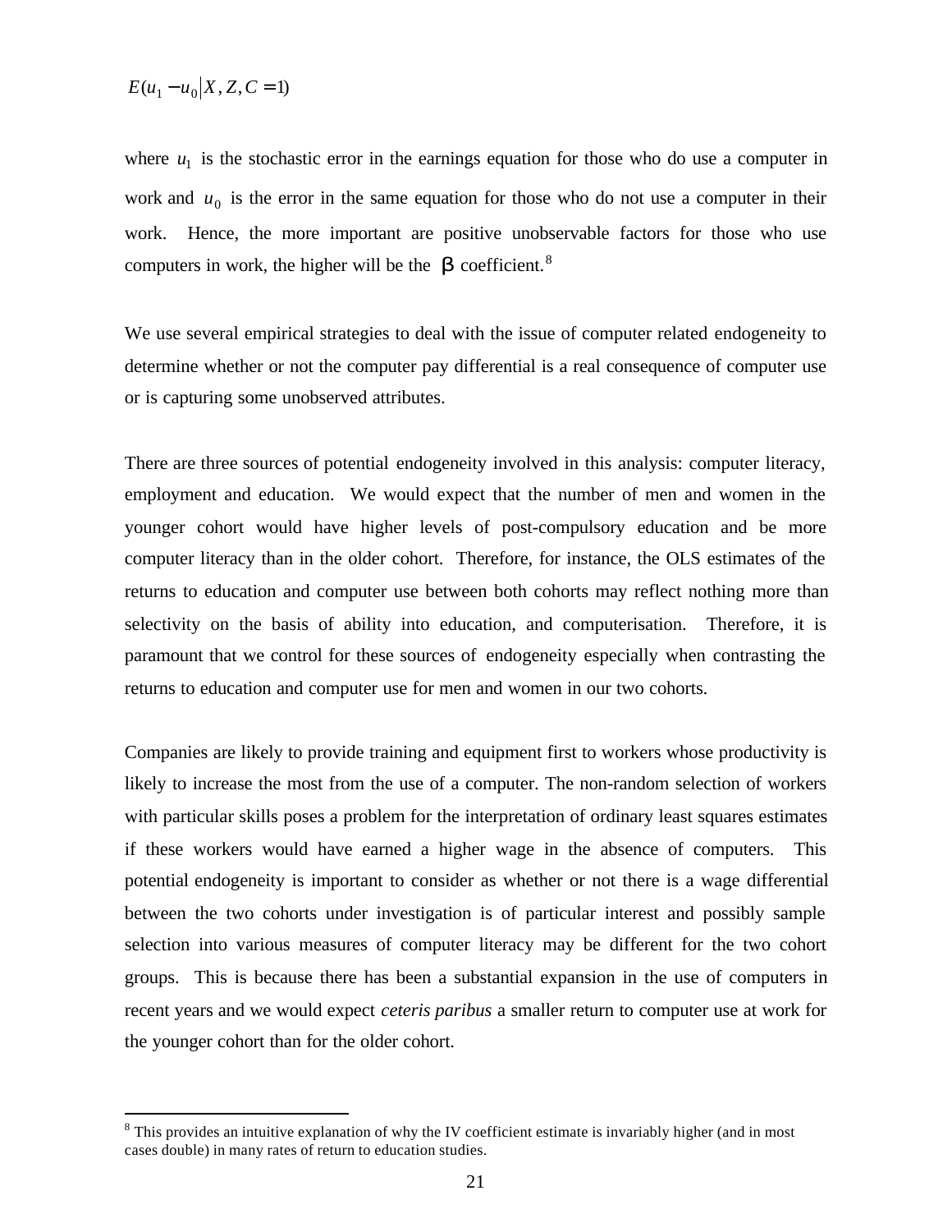$$E(u_1 - u_0 \mid X, Z, C = 1)$$

where $u_1$ is the stochastic error in the earnings equation for those who do use a computer in work and $u_0$ is the error in the same equation for those who do not use a computer in their work. Hence, the more important are positive unobservable factors for those who use computers in work, the higher will be the $\beta$ coefficient.[8]

We use several empirical strategies to deal with the issue of computer related endogeneity to determine whether or not the computer pay differential is a real consequence of computer use or is capturing some unobserved attributes.

There are three sources of potential endogeneity involved in this analysis: computer literacy, employment and education. We would expect that the number of men and women in the younger cohort would have higher levels of post-compulsory education and be more computer literacy than in the older cohort. Therefore, for instance, the OLS estimates of the returns to education and computer use between both cohorts may reflect nothing more than selectivity on the basis of ability into education, and computerisation. Therefore, it is paramount that we control for these sources of endogeneity especially when contrasting the returns to education and computer use for men and women in our two cohorts.

Companies are likely to provide training and equipment first to workers whose productivity is likely to increase the most from the use of a computer. The non-random selection of workers with particular skills poses a problem for the interpretation of ordinary least squares estimates if these workers would have earned a higher wage in the absence of computers. This potential endogeneity is important to consider as whether or not there is a wage differential between the two cohorts under investigation is of particular interest and possibly sample selection into various measures of computer literacy may be different for the two cohort groups. This is because there has been a substantial expansion in the use of computers in recent years and we would expect *ceteris paribus* a smaller return to computer use at work for the younger cohort than for the older cohort.

---

[8] This provides an intuitive explanation of why the IV coefficient estimate is invariably higher (and in most cases double) in many rates of return to education studies.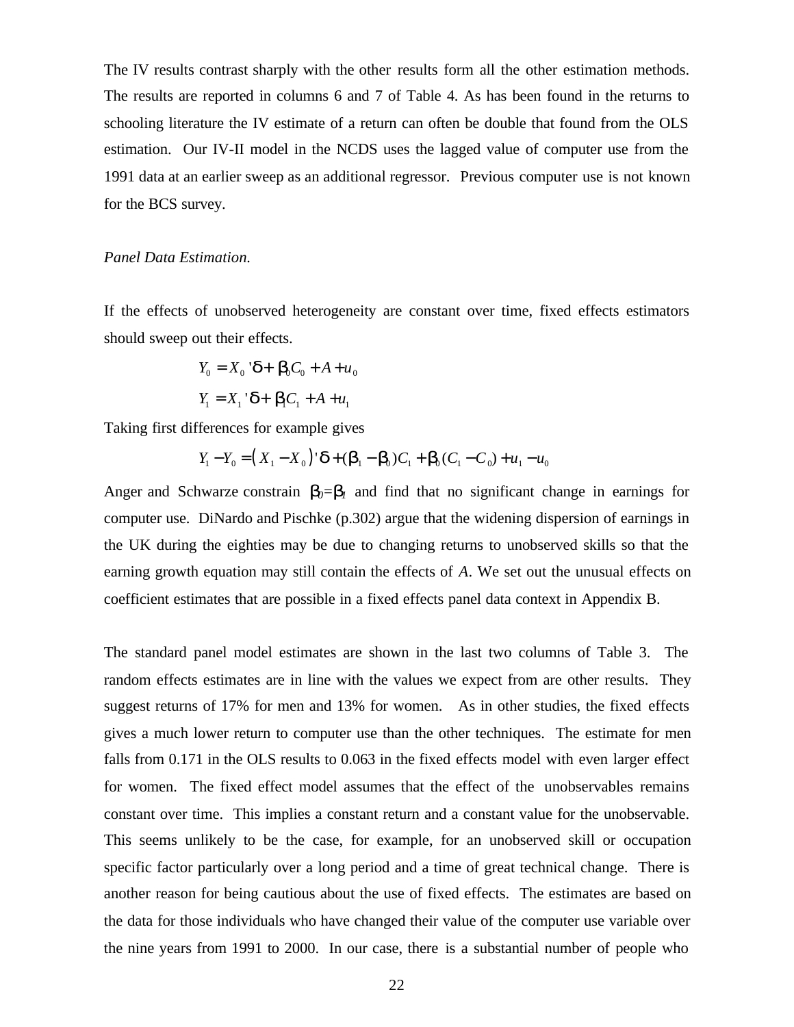The IV results contrast sharply with the other results form all the other estimation methods. The results are reported in columns 6 and 7 of Table 4. As has been found in the returns to schooling literature the IV estimate of a return can often be double that found from the OLS estimation. Our IV-II model in the NCDS uses the lagged value of computer use from the 1991 data at an earlier sweep as an additional regressor. Previous computer use is not known for the BCS survey.

*Panel Data Estimation.*

If the effects of unobserved heterogeneity are constant over time, fixed effects estimators should sweep out their effects.

$$Y_0 = X_0{}'\delta + \beta_0 C_0 + A + u_0$$

$$Y_1 = X_1{}'\delta + \beta_1 C_1 + A + u_1$$

Taking first differences for example gives

$$Y_1 - Y_0 = \left(X_1 - X_0\right)'\delta + (\beta_1 - \beta_0)C_1 + \beta_0(C_1 - C_0) + u_1 - u_0$$

Anger and Schwarze constrain $\beta_0 = \beta_1$ and find that no significant change in earnings for computer use. DiNardo and Pischke (p.302) argue that the widening dispersion of earnings in the UK during the eighties may be due to changing returns to unobserved skills so that the earning growth equation may still contain the effects of *A*. We set out the unusual effects on coefficient estimates that are possible in a fixed effects panel data context in Appendix B.

The standard panel model estimates are shown in the last two columns of Table 3. The random effects estimates are in line with the values we expect from are other results. They suggest returns of 17% for men and 13% for women. As in other studies, the fixed effects gives a much lower return to computer use than the other techniques. The estimate for men falls from 0.171 in the OLS results to 0.063 in the fixed effects model with even larger effect for women. The fixed effect model assumes that the effect of the unobservables remains constant over time. This implies a constant return and a constant value for the unobservable. This seems unlikely to be the case, for example, for an unobserved skill or occupation specific factor particularly over a long period and a time of great technical change. There is another reason for being cautious about the use of fixed effects. The estimates are based on the data for those individuals who have changed their value of the computer use variable over the nine years from 1991 to 2000. In our case, there is a substantial number of people who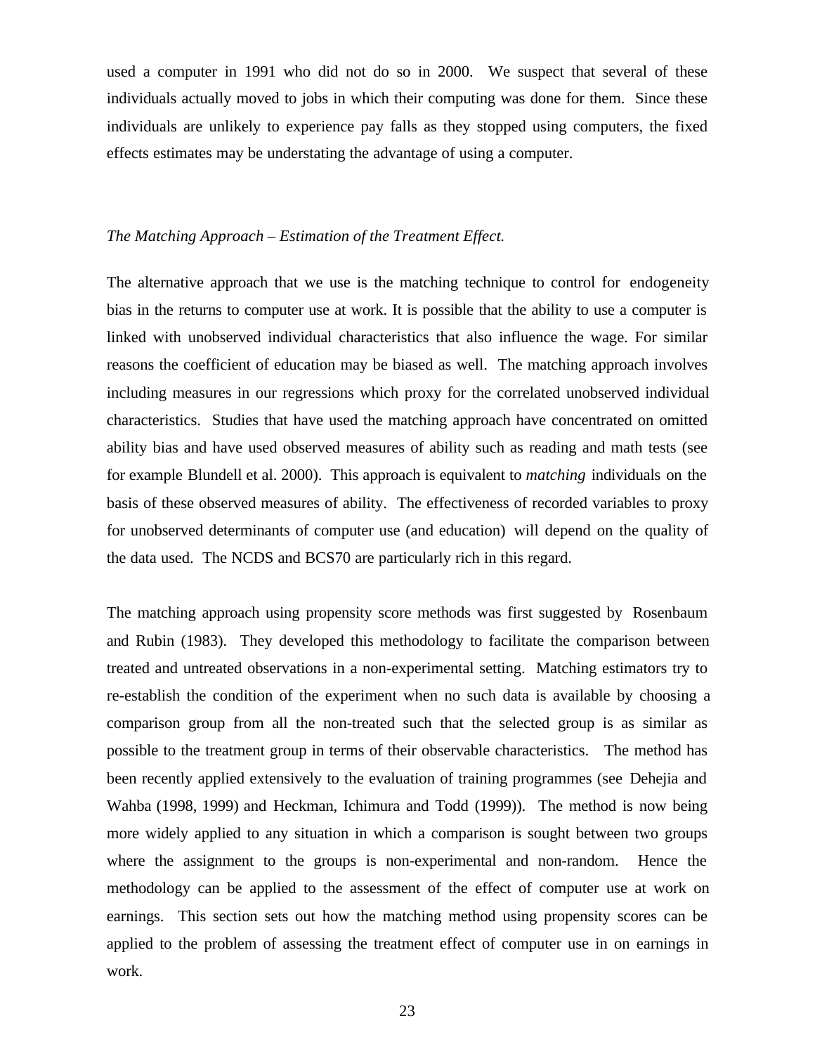used a computer in 1991 who did not do so in 2000. We suspect that several of these individuals actually moved to jobs in which their computing was done for them. Since these individuals are unlikely to experience pay falls as they stopped using computers, the fixed effects estimates may be understating the advantage of using a computer.

*The Matching Approach – Estimation of the Treatment Effect.*

The alternative approach that we use is the matching technique to control for endogeneity bias in the returns to computer use at work. It is possible that the ability to use a computer is linked with unobserved individual characteristics that also influence the wage. For similar reasons the coefficient of education may be biased as well. The matching approach involves including measures in our regressions which proxy for the correlated unobserved individual characteristics. Studies that have used the matching approach have concentrated on omitted ability bias and have used observed measures of ability such as reading and math tests (see for example Blundell et al. 2000). This approach is equivalent to *matching* individuals on the basis of these observed measures of ability. The effectiveness of recorded variables to proxy for unobserved determinants of computer use (and education) will depend on the quality of the data used. The NCDS and BCS70 are particularly rich in this regard.

The matching approach using propensity score methods was first suggested by Rosenbaum and Rubin (1983). They developed this methodology to facilitate the comparison between treated and untreated observations in a non-experimental setting. Matching estimators try to re-establish the condition of the experiment when no such data is available by choosing a comparison group from all the non-treated such that the selected group is as similar as possible to the treatment group in terms of their observable characteristics. The method has been recently applied extensively to the evaluation of training programmes (see Dehejia and Wahba (1998, 1999) and Heckman, Ichimura and Todd (1999)). The method is now being more widely applied to any situation in which a comparison is sought between two groups where the assignment to the groups is non-experimental and non-random. Hence the methodology can be applied to the assessment of the effect of computer use at work on earnings. This section sets out how the matching method using propensity scores can be applied to the problem of assessing the treatment effect of computer use in on earnings in work.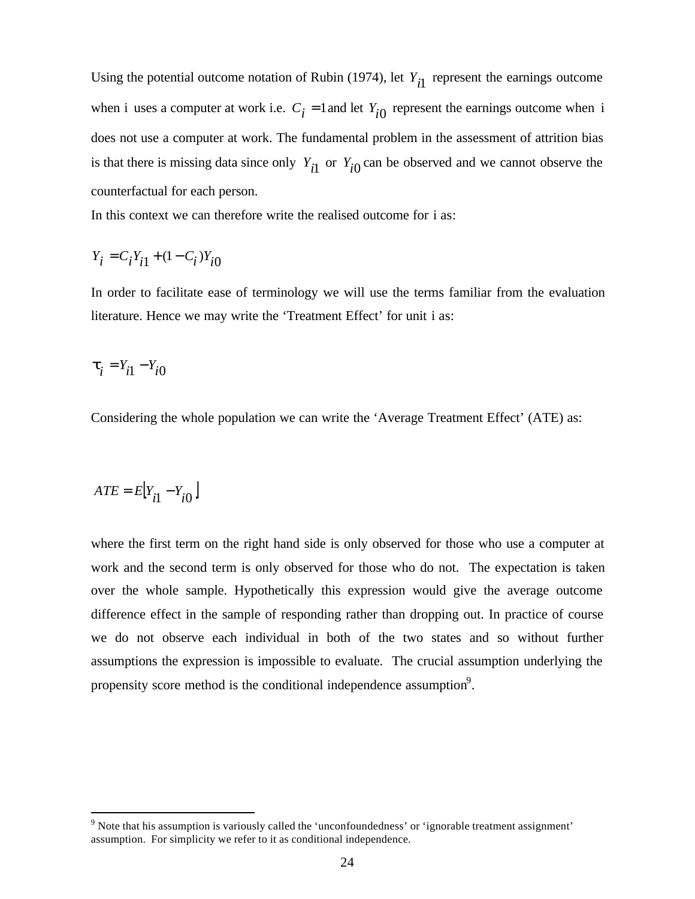Using the potential outcome notation of Rubin (1974), let $Y_{i1}$ represent the earnings outcome when $i$ uses a computer at work i.e. $C_i = 1$ and let $Y_{i0}$ represent the earnings outcome when $i$ does not use a computer at work. The fundamental problem in the assessment of attrition bias is that there is missing data since only $Y_{i1}$ or $Y_{i0}$ can be observed and we cannot observe the counterfactual for each person.

In this context we can therefore write the realised outcome for $i$ as:

$$Y_i = C_i Y_{i1} + (1 - C_i) Y_{i0}$$

In order to facilitate ease of terminology we will use the terms familiar from the evaluation literature. Hence we may write the 'Treatment Effect' for unit $i$ as:

$$\tau_i = Y_{i1} - Y_{i0}$$

Considering the whole population we can write the 'Average Treatment Effect' (ATE) as:

$$ATE = E\left[Y_{i1} - Y_{i0}\right]$$

where the first term on the right hand side is only observed for those who use a computer at work and the second term is only observed for those who do not. The expectation is taken over the whole sample. Hypothetically this expression would give the average outcome difference effect in the sample of responding rather than dropping out. In practice of course we do not observe each individual in both of the two states and so without further assumptions the expression is impossible to evaluate. The crucial assumption underlying the propensity score method is the conditional independence assumption[9].

[9] Note that his assumption is variously called the 'unconfoundedness' or 'ignorable treatment assignment' assumption. For simplicity we refer to it as conditional independence.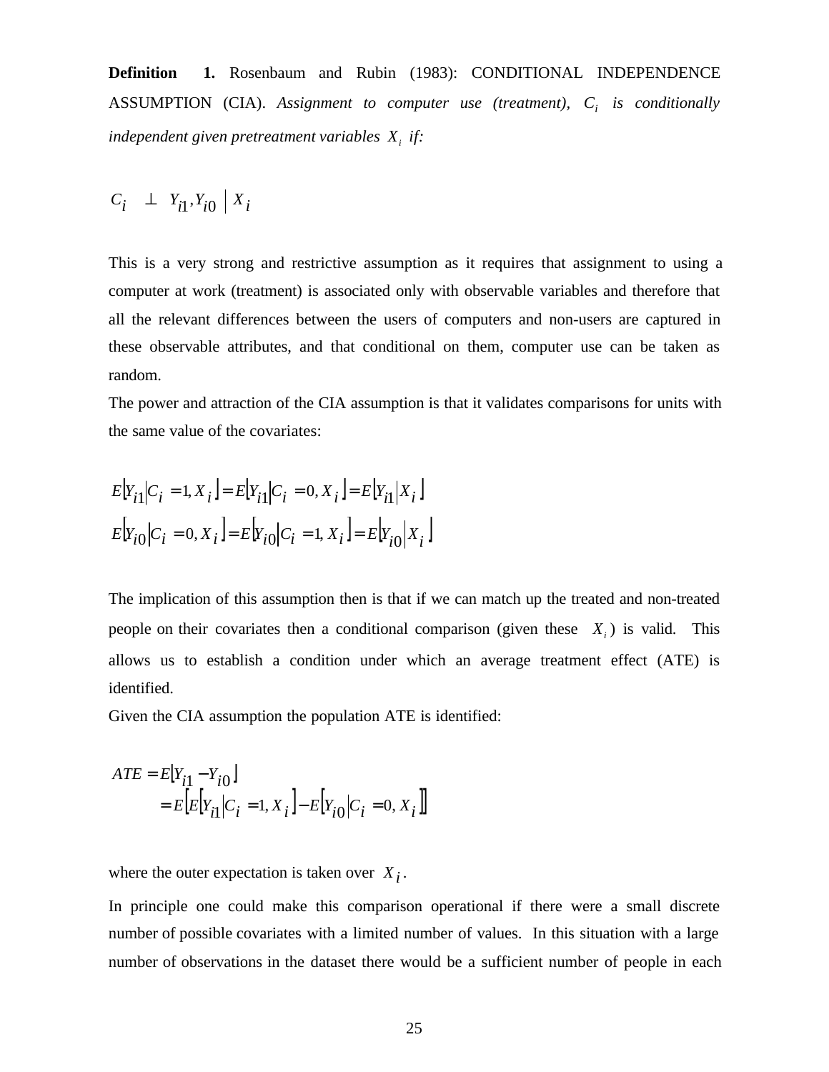**Definition 1.** Rosenbaum and Rubin (1983): CONDITIONAL INDEPENDENCE ASSUMPTION (CIA). *Assignment to computer use (treatment), $C_i$ is conditionally independent given pretreatment variables $X_i$ if:*

$$C_i \perp Y_{i1}, Y_{i0} \mid X_i$$

This is a very strong and restrictive assumption as it requires that assignment to using a computer at work (treatment) is associated only with observable variables and therefore that all the relevant differences between the users of computers and non-users are captured in these observable attributes, and that conditional on them, computer use can be taken as random.

The power and attraction of the CIA assumption is that it validates comparisons for units with the same value of the covariates:

$$E[Y_{i1}|C_i = 1, X_i] = E[Y_{i1}|C_i = 0, X_i] = E[Y_{i1}|X_i]$$
$$E[Y_{i0}|C_i = 0, X_i] = E[Y_{i0}|C_i = 1, X_i] = E[Y_{i0}|X_i]$$

The implication of this assumption then is that if we can match up the treated and non-treated people on their covariates then a conditional comparison (given these $X_i$) is valid. This allows us to establish a condition under which an average treatment effect (ATE) is identified.

Given the CIA assumption the population ATE is identified:

$$\begin{aligned} ATE &= E[Y_{i1} - Y_{i0}] \\ &= E\big[E[Y_{i1}|C_i = 1, X_i] - E[Y_{i0}|C_i = 0, X_i]\big] \end{aligned}$$

where the outer expectation is taken over $X_i$.

In principle one could make this comparison operational if there were a small discrete number of possible covariates with a limited number of values. In this situation with a large number of observations in the dataset there would be a sufficient number of people in each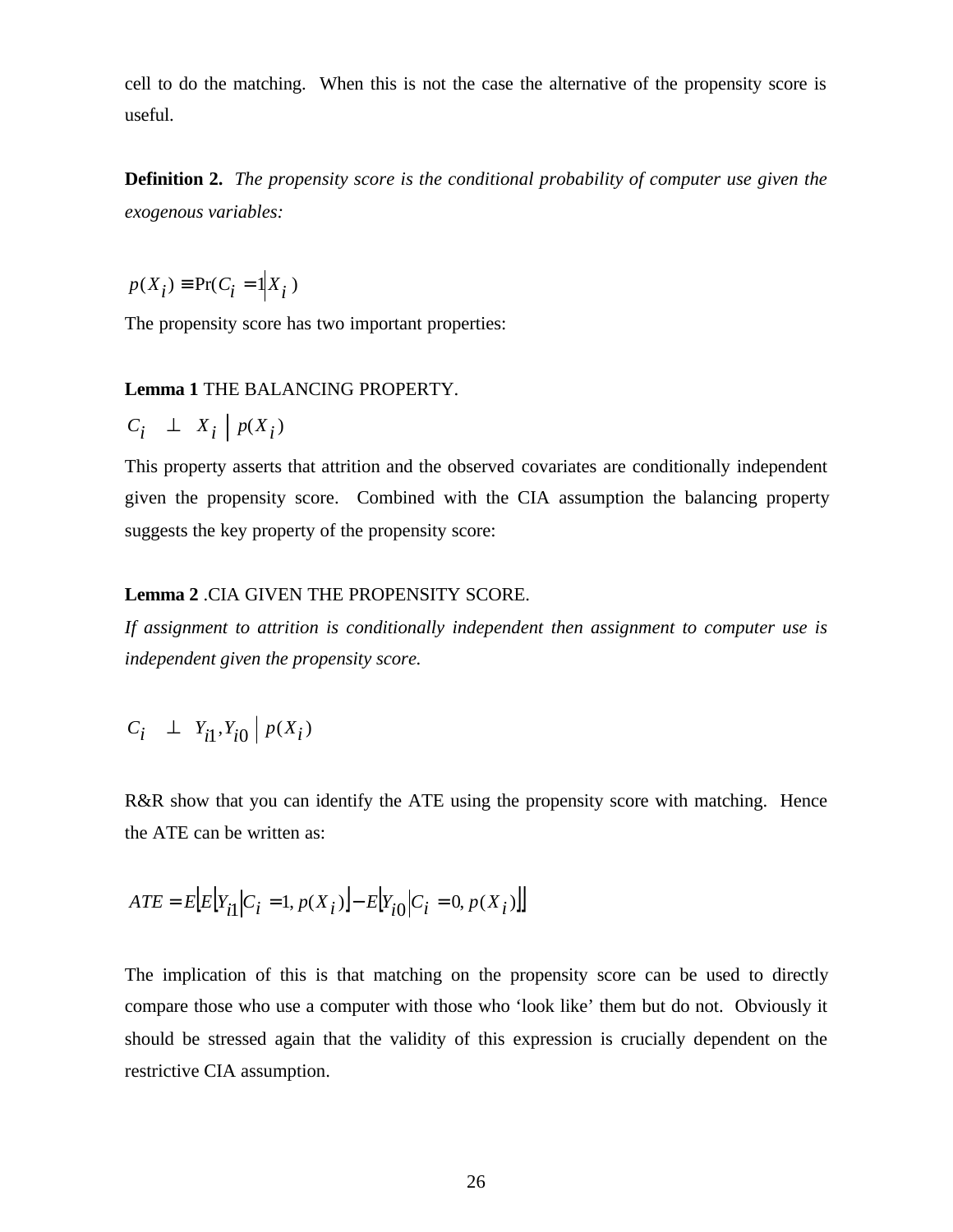cell to do the matching. When this is not the case the alternative of the propensity score is useful.

**Definition 2.** *The propensity score is the conditional probability of computer use given the exogenous variables:*

$$p(X_i) \equiv \Pr(C_i = 1 | X_i)$$

The propensity score has two important properties:

**Lemma 1** THE BALANCING PROPERTY.

$$C_i \perp X_i \mid p(X_i)$$

This property asserts that attrition and the observed covariates are conditionally independent given the propensity score. Combined with the CIA assumption the balancing property suggests the key property of the propensity score:

**Lemma 2** .CIA GIVEN THE PROPENSITY SCORE.

*If assignment to attrition is conditionally independent then assignment to computer use is independent given the propensity score.*

$$C_i \perp Y_{i1}, Y_{i0} \mid p(X_i)$$

R&R show that you can identify the ATE using the propensity score with matching. Hence the ATE can be written as:

$$ATE = E\left[E\left[Y_{i1} \middle| C_i = 1, p(X_i)\right] - E\left[Y_{i0} \middle| C_i = 0, p(X_i)\right]\right]$$

The implication of this is that matching on the propensity score can be used to directly compare those who use a computer with those who 'look like' them but do not. Obviously it should be stressed again that the validity of this expression is crucially dependent on the restrictive CIA assumption.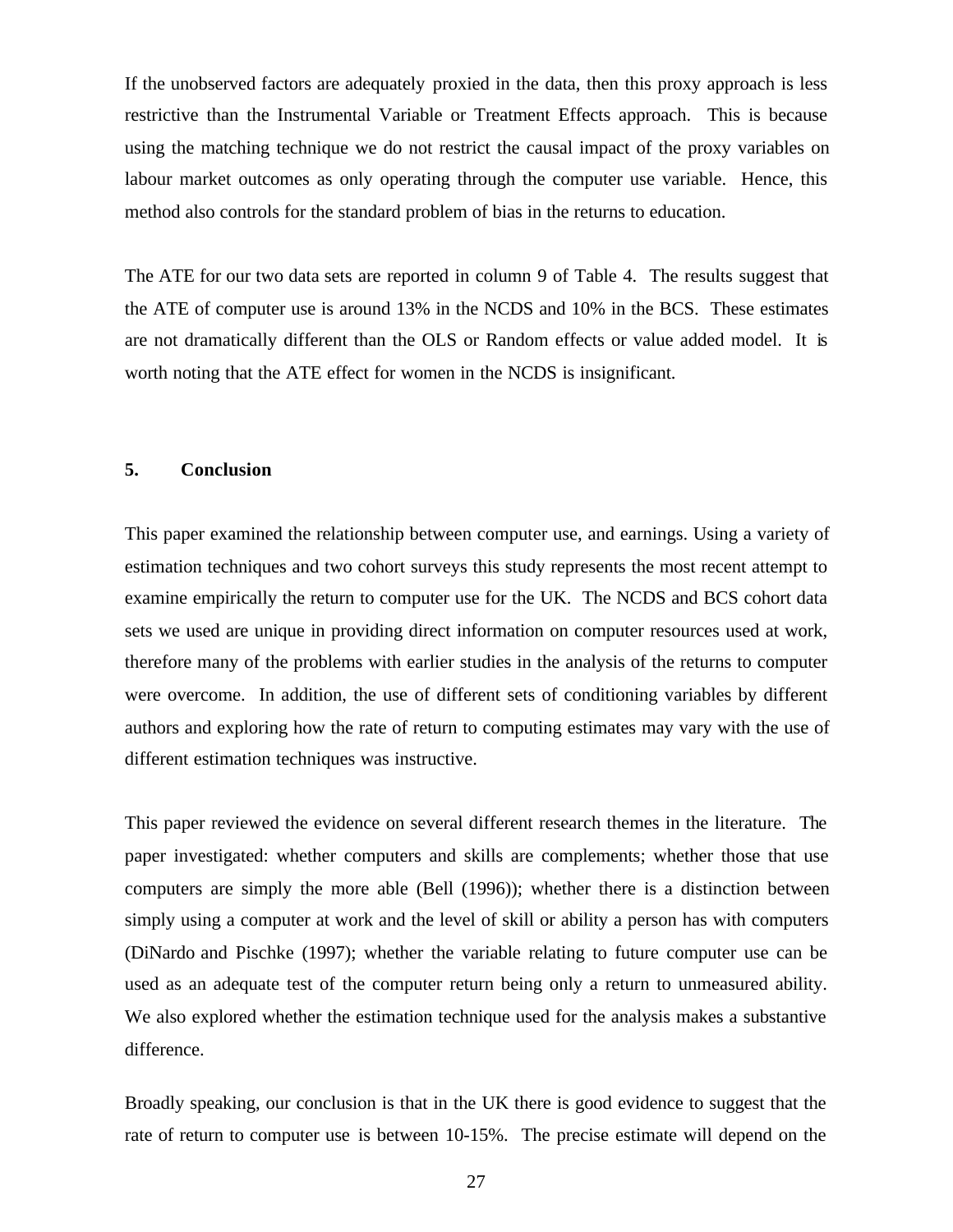If the unobserved factors are adequately proxied in the data, then this proxy approach is less restrictive than the Instrumental Variable or Treatment Effects approach. This is because using the matching technique we do not restrict the causal impact of the proxy variables on labour market outcomes as only operating through the computer use variable. Hence, this method also controls for the standard problem of bias in the returns to education.

The ATE for our two data sets are reported in column 9 of Table 4. The results suggest that the ATE of computer use is around 13% in the NCDS and 10% in the BCS. These estimates are not dramatically different than the OLS or Random effects or value added model. It is worth noting that the ATE effect for women in the NCDS is insignificant.

## 5. Conclusion

This paper examined the relationship between computer use, and earnings. Using a variety of estimation techniques and two cohort surveys this study represents the most recent attempt to examine empirically the return to computer use for the UK. The NCDS and BCS cohort data sets we used are unique in providing direct information on computer resources used at work, therefore many of the problems with earlier studies in the analysis of the returns to computer were overcome. In addition, the use of different sets of conditioning variables by different authors and exploring how the rate of return to computing estimates may vary with the use of different estimation techniques was instructive.

This paper reviewed the evidence on several different research themes in the literature. The paper investigated: whether computers and skills are complements; whether those that use computers are simply the more able (Bell (1996)); whether there is a distinction between simply using a computer at work and the level of skill or ability a person has with computers (DiNardo and Pischke (1997); whether the variable relating to future computer use can be used as an adequate test of the computer return being only a return to unmeasured ability. We also explored whether the estimation technique used for the analysis makes a substantive difference.

Broadly speaking, our conclusion is that in the UK there is good evidence to suggest that the rate of return to computer use is between 10-15%. The precise estimate will depend on the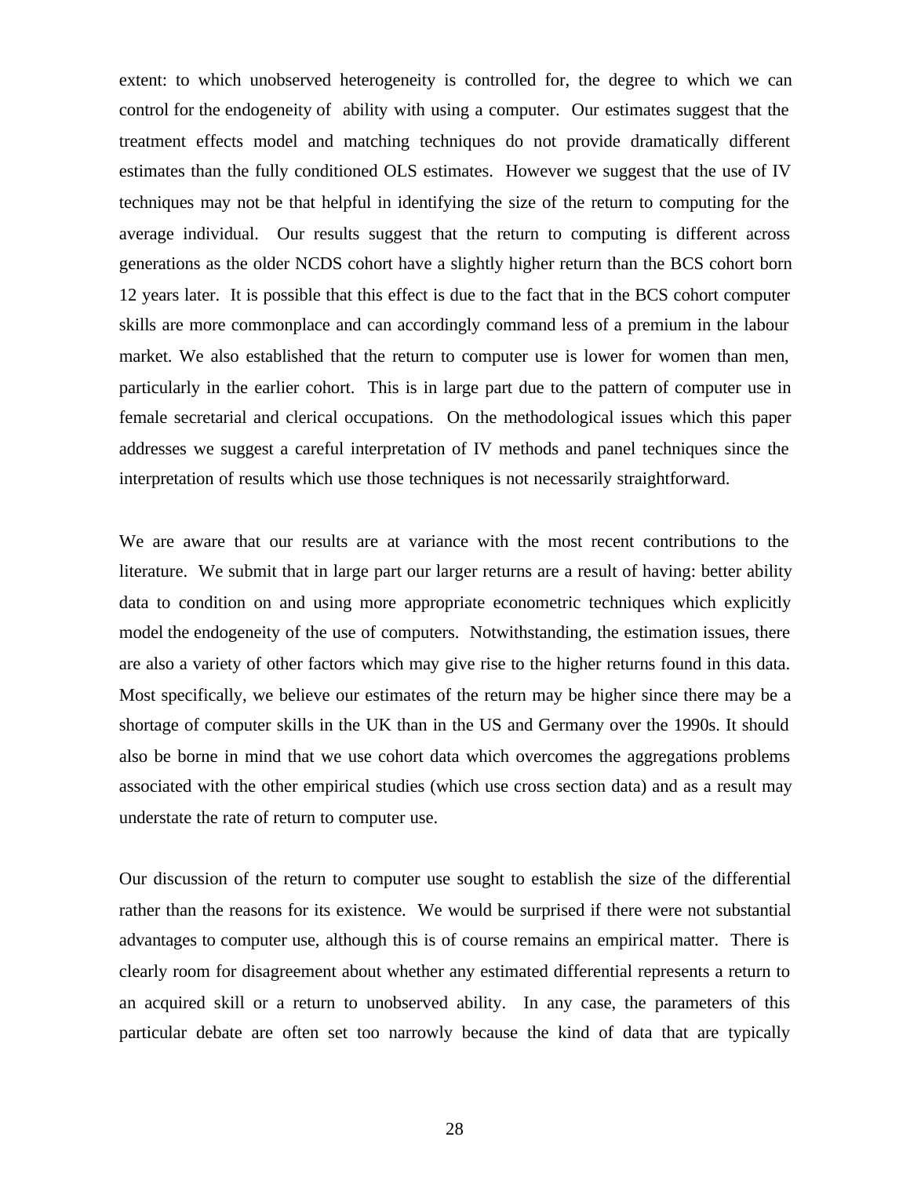extent: to which unobserved heterogeneity is controlled for, the degree to which we can control for the endogeneity of ability with using a computer. Our estimates suggest that the treatment effects model and matching techniques do not provide dramatically different estimates than the fully conditioned OLS estimates. However we suggest that the use of IV techniques may not be that helpful in identifying the size of the return to computing for the average individual. Our results suggest that the return to computing is different across generations as the older NCDS cohort have a slightly higher return than the BCS cohort born 12 years later. It is possible that this effect is due to the fact that in the BCS cohort computer skills are more commonplace and can accordingly command less of a premium in the labour market. We also established that the return to computer use is lower for women than men, particularly in the earlier cohort. This is in large part due to the pattern of computer use in female secretarial and clerical occupations. On the methodological issues which this paper addresses we suggest a careful interpretation of IV methods and panel techniques since the interpretation of results which use those techniques is not necessarily straightforward.

We are aware that our results are at variance with the most recent contributions to the literature. We submit that in large part our larger returns are a result of having: better ability data to condition on and using more appropriate econometric techniques which explicitly model the endogeneity of the use of computers. Notwithstanding, the estimation issues, there are also a variety of other factors which may give rise to the higher returns found in this data. Most specifically, we believe our estimates of the return may be higher since there may be a shortage of computer skills in the UK than in the US and Germany over the 1990s. It should also be borne in mind that we use cohort data which overcomes the aggregations problems associated with the other empirical studies (which use cross section data) and as a result may understate the rate of return to computer use.

Our discussion of the return to computer use sought to establish the size of the differential rather than the reasons for its existence. We would be surprised if there were not substantial advantages to computer use, although this is of course remains an empirical matter. There is clearly room for disagreement about whether any estimated differential represents a return to an acquired skill or a return to unobserved ability. In any case, the parameters of this particular debate are often set too narrowly because the kind of data that are typically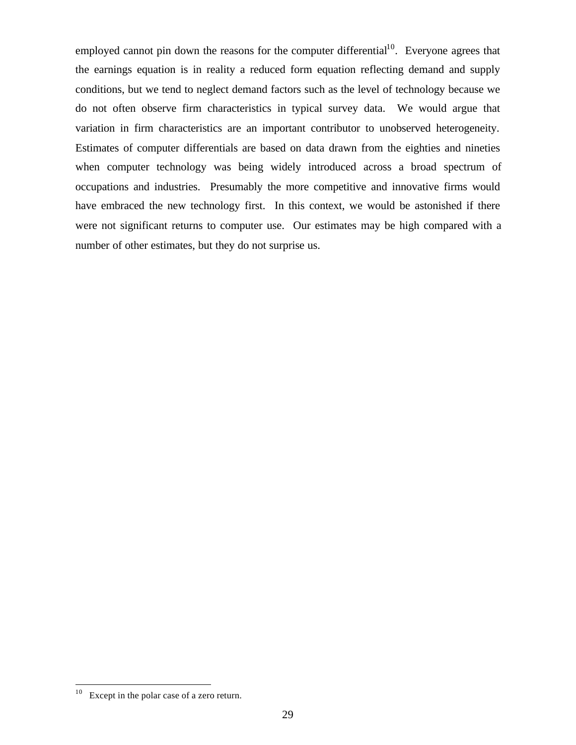employed cannot pin down the reasons for the computer differential[10]. Everyone agrees that the earnings equation is in reality a reduced form equation reflecting demand and supply conditions, but we tend to neglect demand factors such as the level of technology because we do not often observe firm characteristics in typical survey data. We would argue that variation in firm characteristics are an important contributor to unobserved heterogeneity. Estimates of computer differentials are based on data drawn from the eighties and nineties when computer technology was being widely introduced across a broad spectrum of occupations and industries. Presumably the more competitive and innovative firms would have embraced the new technology first. In this context, we would be astonished if there were not significant returns to computer use. Our estimates may be high compared with a number of other estimates, but they do not surprise us.

[10] Except in the polar case of a zero return.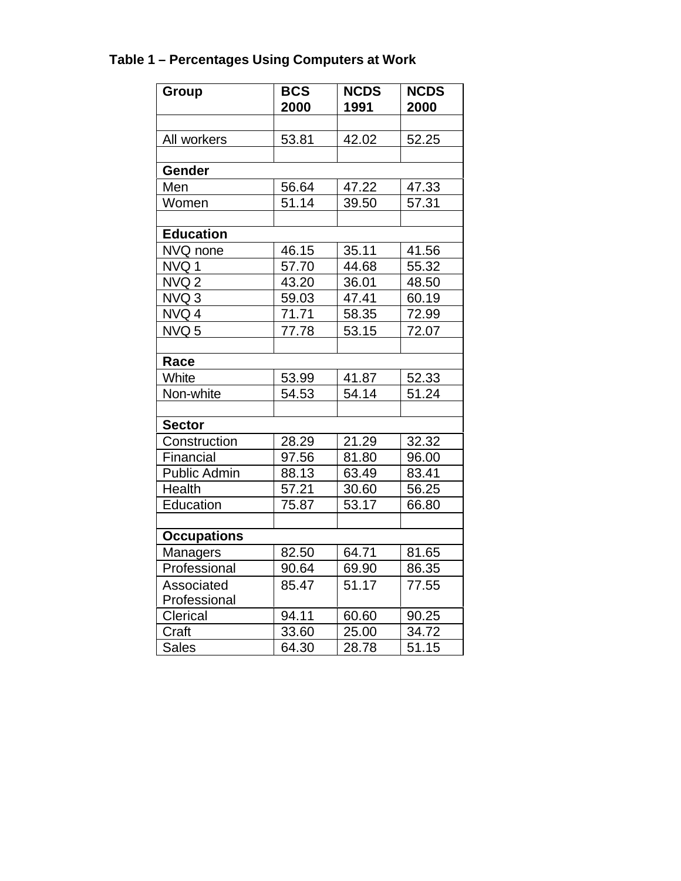**Table 1 – Percentages Using Computers at Work**

| Group | BCS 2000 | NCDS 1991 | NCDS 2000 |
|---|---|---|---|
| | | | |
| All workers | 53.81 | 42.02 | 52.25 |
| | | | |
| **Gender** | | | |
| Men | 56.64 | 47.22 | 47.33 |
| Women | 51.14 | 39.50 | 57.31 |
| | | | |
| **Education** | | | |
| NVQ none | 46.15 | 35.11 | 41.56 |
| NVQ 1 | 57.70 | 44.68 | 55.32 |
| NVQ 2 | 43.20 | 36.01 | 48.50 |
| NVQ 3 | 59.03 | 47.41 | 60.19 |
| NVQ 4 | 71.71 | 58.35 | 72.99 |
| NVQ 5 | 77.78 | 53.15 | 72.07 |
| | | | |
| **Race** | | | |
| White | 53.99 | 41.87 | 52.33 |
| Non-white | 54.53 | 54.14 | 51.24 |
| | | | |
| **Sector** | | | |
| Construction | 28.29 | 21.29 | 32.32 |
| Financial | 97.56 | 81.80 | 96.00 |
| Public Admin | 88.13 | 63.49 | 83.41 |
| Health | 57.21 | 30.60 | 56.25 |
| Education | 75.87 | 53.17 | 66.80 |
| | | | |
| **Occupations** | | | |
| Managers | 82.50 | 64.71 | 81.65 |
| Professional | 90.64 | 69.90 | 86.35 |
| Associated Professional | 85.47 | 51.17 | 77.55 |
| Clerical | 94.11 | 60.60 | 90.25 |
| Craft | 33.60 | 25.00 | 34.72 |
| Sales | 64.30 | 28.78 | 51.15 |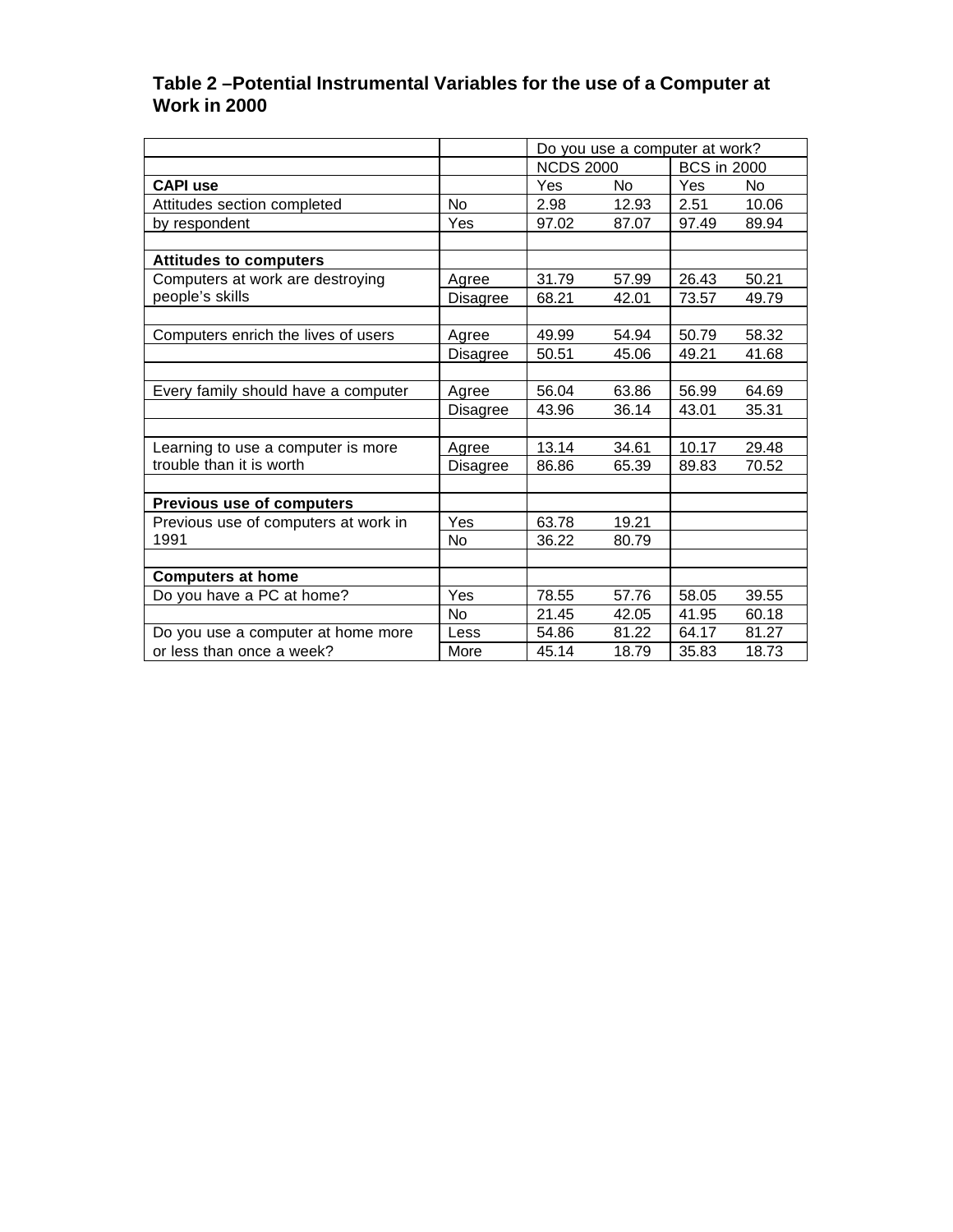**Table 2 –Potential Instrumental Variables for the use of a Computer at Work in 2000**

| | | Do you use a computer at work? | | | |
|---|---|---|---|---|---|
| | | NCDS 2000 | | BCS in 2000 | |
| **CAPI use** | | Yes | No | Yes | No |
| Attitudes section completed | No | 2.98 | 12.93 | 2.51 | 10.06 |
| by respondent | Yes | 97.02 | 87.07 | 97.49 | 89.94 |
| | | | | | |
| **Attitudes to computers** | | | | | |
| Computers at work are destroying people's skills | Agree | 31.79 | 57.99 | 26.43 | 50.21 |
| | Disagree | 68.21 | 42.01 | 73.57 | 49.79 |
| | | | | | |
| Computers enrich the lives of users | Agree | 49.99 | 54.94 | 50.79 | 58.32 |
| | Disagree | 50.51 | 45.06 | 49.21 | 41.68 |
| | | | | | |
| Every family should have a computer | Agree | 56.04 | 63.86 | 56.99 | 64.69 |
| | Disagree | 43.96 | 36.14 | 43.01 | 35.31 |
| | | | | | |
| Learning to use a computer is more trouble than it is worth | Agree | 13.14 | 34.61 | 10.17 | 29.48 |
| | Disagree | 86.86 | 65.39 | 89.83 | 70.52 |
| | | | | | |
| **Previous use of computers** | | | | | |
| Previous use of computers at work in 1991 | Yes | 63.78 | 19.21 | | |
| | No | 36.22 | 80.79 | | |
| | | | | | |
| **Computers at home** | | | | | |
| Do you have a PC at home? | Yes | 78.55 | 57.76 | 58.05 | 39.55 |
| | No | 21.45 | 42.05 | 41.95 | 60.18 |
| Do you use a computer at home more or less than once a week? | Less | 54.86 | 81.22 | 64.17 | 81.27 |
| | More | 45.14 | 18.79 | 35.83 | 18.73 |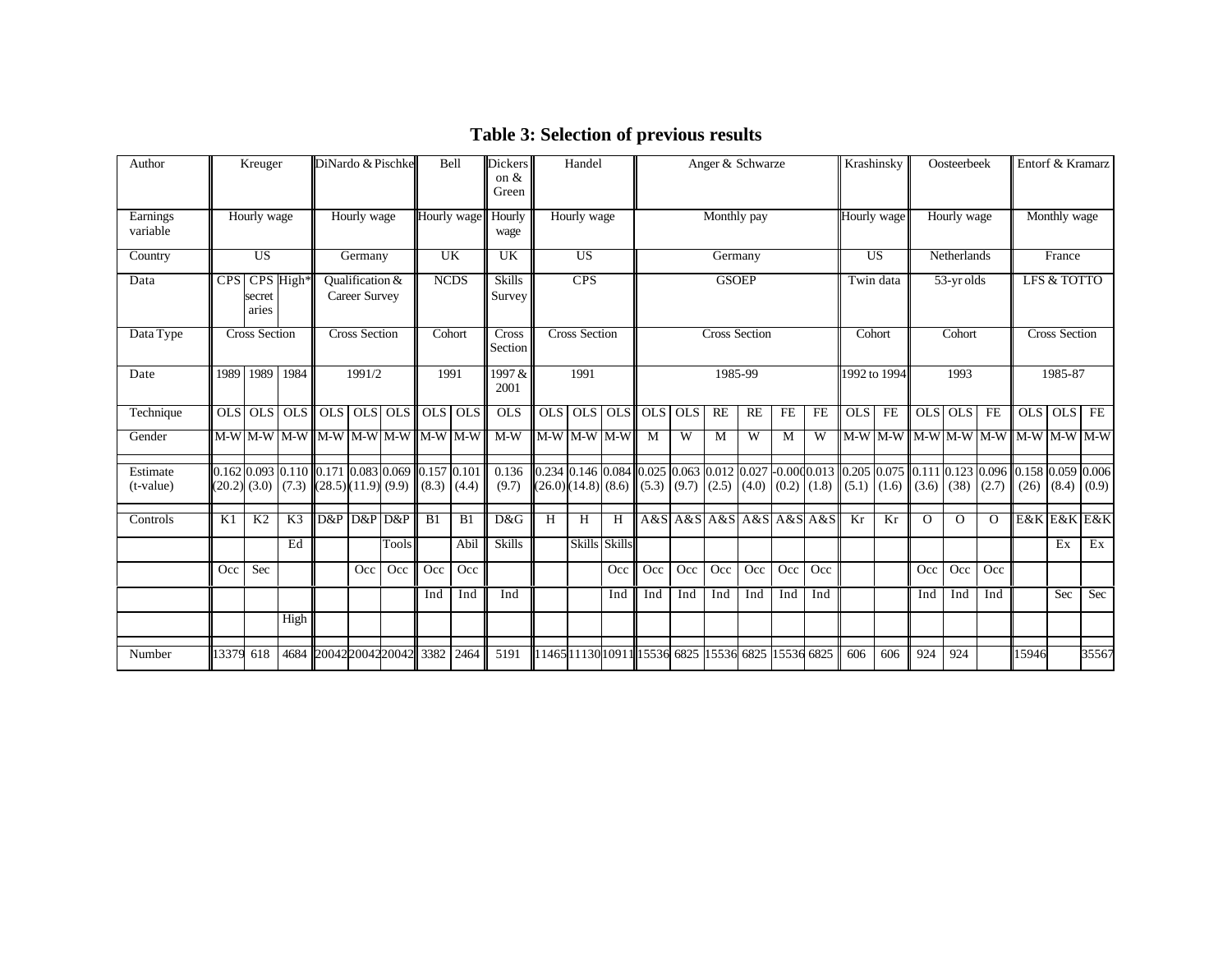## Table 3: Selection of previous results

| Author | Kreuger | | | DiNardo & Pischke | | | Bell | | Dickerson & Green | Handel | | | Anger & Schwarze | | | | | | Krashinsky | | Oosteerbeek | | | Entorf & Kramarz | | |
|---|---|---|---|---|---|---|---|---|---|---|---|---|---|---|---|---|---|---|---|---|---|---|---|---|---|---|
| Earnings variable | Hourly wage | | | Hourly wage | | | Hourly wage | | Hourly wage | Hourly wage | | | Monthly pay | | | | | | Hourly wage | | Hourly wage | | | Monthly wage | | |
| Country | US | | | Germany | | | UK | | UK | US | | | Germany | | | | | | US | | Netherlands | | | France | | |
| Data | CPS | CPS secretaries | High* | Qualification & Career Survey | | | NCDS | | Skills Survey | CPS | | | GSOEP | | | | | | Twin data | | 53-yr olds | | | LFS & TOTTO | | |
| Data Type | Cross Section | | | Cross Section | | | Cohort | | Cross Section | Cross Section | | | Cross Section | | | | | | Cohort | | Cohort | | | Cross Section | | |
| Date | 1989 | 1989 | 1984 | 1991/2 | | | 1991 | | 1997 & 2001 | 1991 | | | 1985-99 | | | | | | 1992 to 1994 | | 1993 | | | 1985-87 | | |
| Technique | OLS | OLS | OLS | OLS | OLS | OLS | OLS | OLS | OLS | OLS | OLS | OLS | OLS | OLS | RE | RE | FE | FE | OLS | FE | OLS | OLS | FE | OLS | OLS | FE |
| Gender | M-W | M-W | M-W | M-W | M-W | M-W | M-W | M-W | M-W | M-W | M-W | M-W | M | W | M | W | M | W | M-W | M-W | M-W | M-W | M-W | M-W | M-W | M-W |
| Estimate (t-value) | 0.162 (20.2) | 0.093 (3.0) | 0.110 (7.3) | 0.171 (28.5) | 0.083 (11.9) | 0.069 (9.9) | 0.157 (8.3) | 0.101 (4.4) | 0.136 (9.7) | 0.234 (26.0) | 0.146 (14.8) | 0.084 (8.6) | 0.025 (5.3) | 0.063 (9.7) | 0.012 (2.5) | 0.027 (4.0) | -0.000 (0.2) | 0.013 (1.8) | 0.205 (5.1) | 0.075 (1.6) | 0.111 (3.6) | 0.123 (38) | 0.096 (2.7) | 0.158 (26) | 0.059 (8.4) | 0.006 (0.9) |
| Controls | K1 | K2 | K3 | D&P | D&P | D&P | B1 | B1 | D&G | H | H | H | A&S | A&S | A&S | A&S | A&S | A&S | Kr | Kr | O | O | O | E&K | E&K | E&K |
| | | | Ed | | | Tools | | Abil | Skills | | Skills | Skills | | | | | | | | | | | | | Ex | Ex |
| | Occ | Sec | | | Occ | Occ | Occ | Occ | | | | Occ | Occ | Occ | Occ | Occ | Occ | Occ | | | Occ | Occ | Occ | | | |
| | | | | | | | Ind | Ind | Ind | | | Ind | Ind | Ind | Ind | Ind | Ind | Ind | | | Ind | Ind | Ind | | Sec | Sec |
| | | | High | | | | | | | | | | | | | | | | | | | | | | | |
| Number | 13379 | 618 | 4684 | 20042 | 20042 | 20042 | 3382 | 2464 | 5191 | 11465 | 11130 | 10911 | 15536 | 6825 | 15536 | 6825 | 15536 | 6825 | 606 | 606 | 924 | 924 | | 15946 | | 35567 |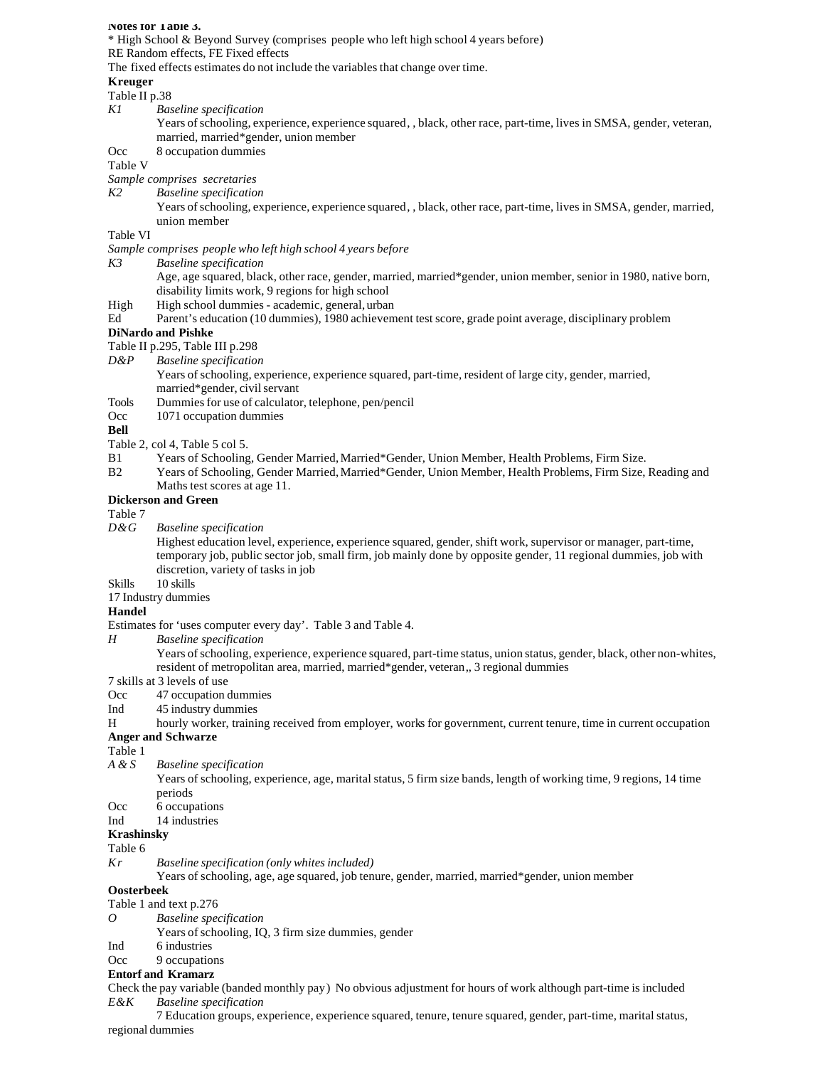**Notes for Table 3.**

* High School & Beyond Survey (comprises people who left high school 4 years before)

RE Random effects, FE Fixed effects

The fixed effects estimates do not include the variables that change over time.

**Kreuger**

Table II p.38

*K1* *Baseline specification*
Years of schooling, experience, experience squared, , black, other race, part-time, lives in SMSA, gender, veteran, married, married*gender, union member

Occ 8 occupation dummies

Table V

*Sample comprises secretaries*

*K2* *Baseline specification*
Years of schooling, experience, experience squared, , black, other race, part-time, lives in SMSA, gender, married, union member

Table VI

*Sample comprises people who left high school 4 years before*

*K3* *Baseline specification*
Age, age squared, black, other race, gender, married, married*gender, union member, senior in 1980, native born, disability limits work, 9 regions for high school

High High school dummies - academic, general, urban

Ed Parent's education (10 dummies), 1980 achievement test score, grade point average, disciplinary problem

**DiNardo and Pishke**

Table II p.295, Table III p.298

*D&P* *Baseline specification*
Years of schooling, experience, experience squared, part-time, resident of large city, gender, married, married*gender, civil servant

Tools Dummies for use of calculator, telephone, pen/pencil

Occ 1071 occupation dummies

**Bell**

Table 2, col 4, Table 5 col 5.

B1 Years of Schooling, Gender Married, Married*Gender, Union Member, Health Problems, Firm Size.

B2 Years of Schooling, Gender Married, Married*Gender, Union Member, Health Problems, Firm Size, Reading and Maths test scores at age 11.

**Dickerson and Green**

Table 7

*D&G* *Baseline specification*
Highest education level, experience, experience squared, gender, shift work, supervisor or manager, part-time, temporary job, public sector job, small firm, job mainly done by opposite gender, 11 regional dummies, job with discretion, variety of tasks in job

Skills 10 skills

17 Industry dummies

**Handel**

Estimates for 'uses computer every day'. Table 3 and Table 4.

*H* *Baseline specification*
Years of schooling, experience, experience squared, part-time status, union status, gender, black, other non-whites, resident of metropolitan area, married, married*gender, veteran,, 3 regional dummies

7 skills at 3 levels of use

Occ 47 occupation dummies

Ind 45 industry dummies

H hourly worker, training received from employer, works for government, current tenure, time in current occupation

**Anger and Schwarze**

Table 1

*A & S* *Baseline specification*
Years of schooling, experience, age, marital status, 5 firm size bands, length of working time, 9 regions, 14 time periods

Occ 6 occupations

Ind 14 industries

**Krashinsky**

Table 6

*Kr* *Baseline specification (only whites included)*
Years of schooling, age, age squared, job tenure, gender, married, married*gender, union member

**Oosterbeek**

Table 1 and text p.276

*O* *Baseline specification*
Years of schooling, IQ, 3 firm size dummies, gender

Ind 6 industries

Occ 9 occupations

**Entorf and Kramarz**

Check the pay variable (banded monthly pay) No obvious adjustment for hours of work although part-time is included

*E&K* *Baseline specification*
7 Education groups, experience, experience squared, tenure, tenure squared, gender, part-time, marital status, regional dummies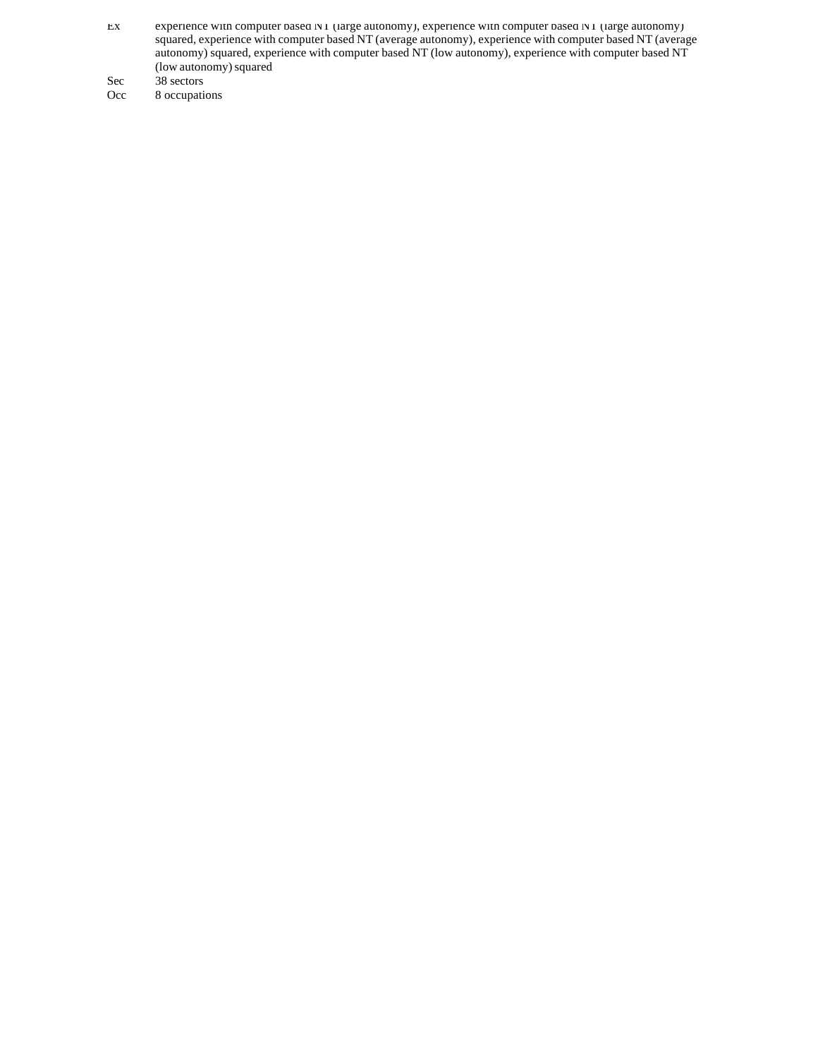| | |
|---|---|
| Ex | experience with computer based NT (large autonomy), experience with computer based NT (large autonomy) squared, experience with computer based NT (average autonomy), experience with computer based NT (average autonomy) squared, experience with computer based NT (low autonomy), experience with computer based NT (low autonomy) squared |
| Sec | 38 sectors |
| Occ | 8 occupations |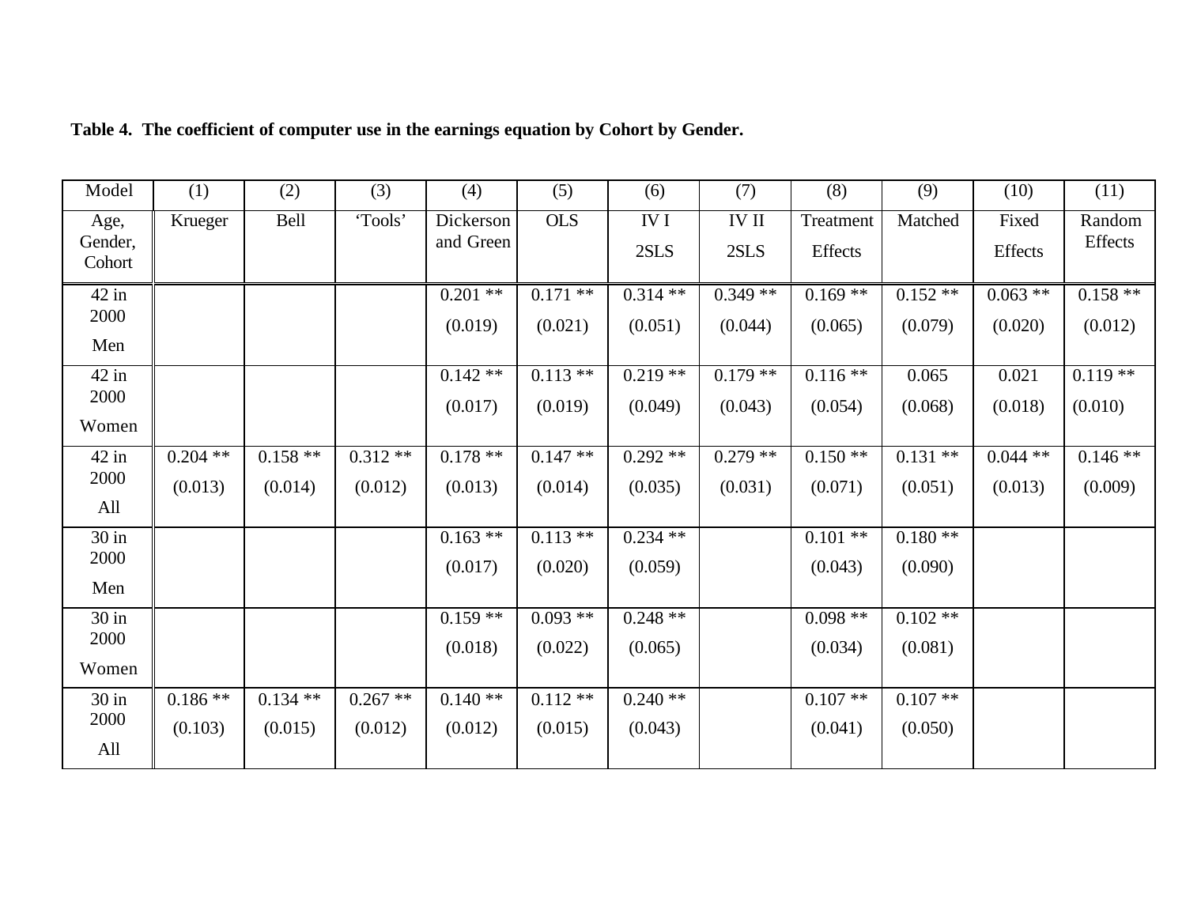**Table 4. The coefficient of computer use in the earnings equation by Cohort by Gender.**

| Model | (1) | (2) | (3) | (4) | (5) | (6) | (7) | (8) | (9) | (10) | (11) |
|---|---|---|---|---|---|---|---|---|---|---|---|
| Age, Gender, Cohort | Krueger | Bell | 'Tools' | Dickerson and Green | OLS | IV I 2SLS | IV II 2SLS | Treatment Effects | Matched | Fixed Effects | Random Effects |
| 42 in 2000 Men | | | | 0.201 ** (0.019) | 0.171 ** (0.021) | 0.314 ** (0.051) | 0.349 ** (0.044) | 0.169 ** (0.065) | 0.152 ** (0.079) | 0.063 ** (0.020) | 0.158 ** (0.012) |
| 42 in 2000 Women | | | | 0.142 ** (0.017) | 0.113 ** (0.019) | 0.219 ** (0.049) | 0.179 ** (0.043) | 0.116 ** (0.054) | 0.065 (0.068) | 0.021 (0.018) | 0.119 ** (0.010) |
| 42 in 2000 All | 0.204 ** (0.013) | 0.158 ** (0.014) | 0.312 ** (0.012) | 0.178 ** (0.013) | 0.147 ** (0.014) | 0.292 ** (0.035) | 0.279 ** (0.031) | 0.150 ** (0.071) | 0.131 ** (0.051) | 0.044 ** (0.013) | 0.146 ** (0.009) |
| 30 in 2000 Men | | | | 0.163 ** (0.017) | 0.113 ** (0.020) | 0.234 ** (0.059) | | 0.101 ** (0.043) | 0.180 ** (0.090) | | |
| 30 in 2000 Women | | | | 0.159 ** (0.018) | 0.093 ** (0.022) | 0.248 ** (0.065) | | 0.098 ** (0.034) | 0.102 ** (0.081) | | |
| 30 in 2000 All | 0.186 ** (0.103) | 0.134 ** (0.015) | 0.267 ** (0.012) | 0.140 ** (0.012) | 0.112 ** (0.015) | 0.240 ** (0.043) | | 0.107 ** (0.041) | 0.107 ** (0.050) | | |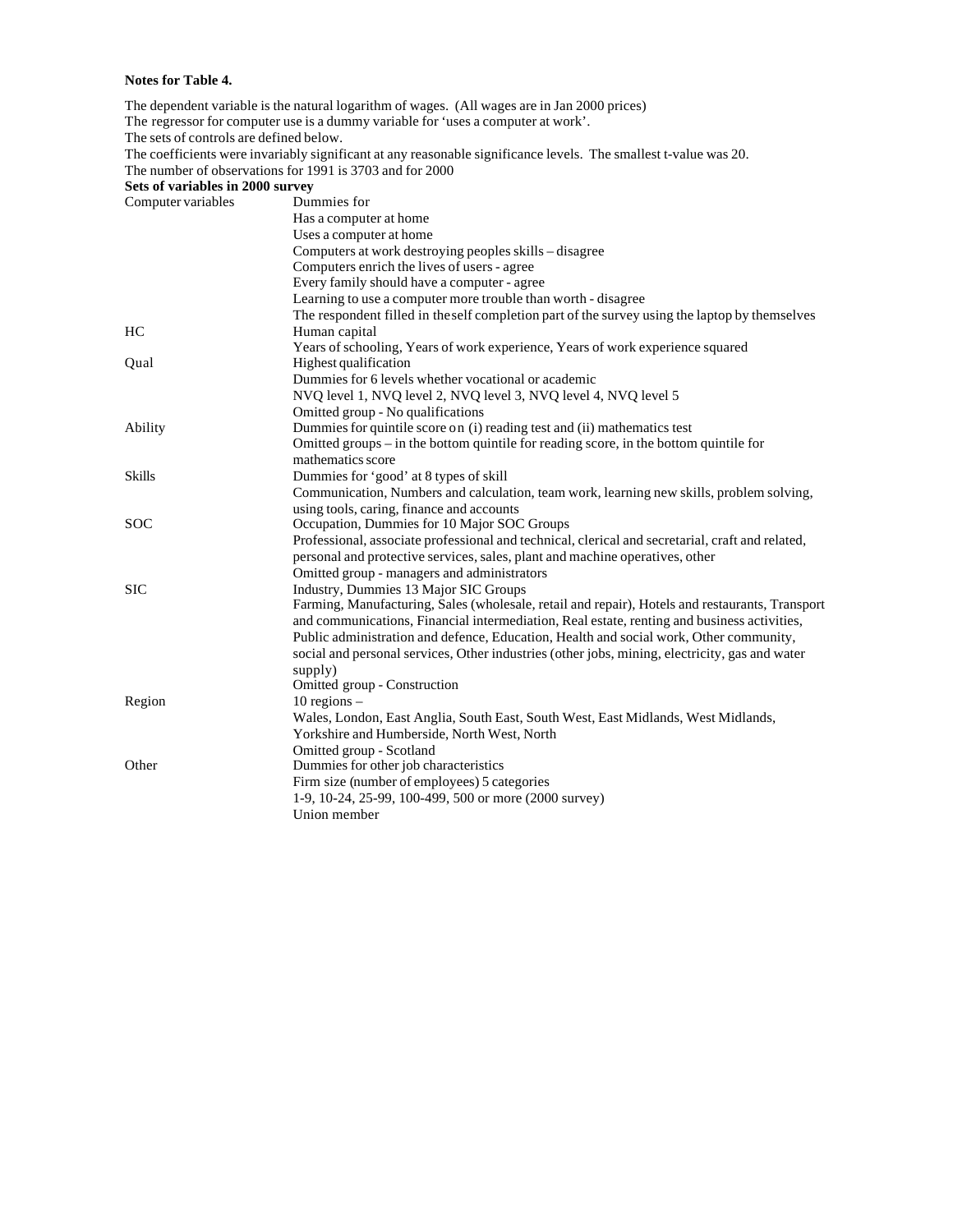**Notes for Table 4.**

The dependent variable is the natural logarithm of wages. (All wages are in Jan 2000 prices)
The regressor for computer use is a dummy variable for 'uses a computer at work'.
The sets of controls are defined below.
The coefficients were invariably significant at any reasonable significance levels. The smallest t-value was 20.
The number of observations for 1991 is 3703 and for 2000

**Sets of variables in 2000 survey**

| | |
|---|---|
| Computer variables | Dummies for<br>Has a computer at home<br>Uses a computer at home<br>Computers at work destroying peoples skills – disagree<br>Computers enrich the lives of users - agree<br>Every family should have a computer - agree<br>Learning to use a computer more trouble than worth - disagree<br>The respondent filled in the self completion part of the survey using the laptop by themselves |
| HC | Human capital<br>Years of schooling, Years of work experience, Years of work experience squared |
| Qual | Highest qualification<br>Dummies for 6 levels whether vocational or academic<br>NVQ level 1, NVQ level 2, NVQ level 3, NVQ level 4, NVQ level 5<br>Omitted group - No qualifications |
| Ability | Dummies for quintile score on (i) reading test and (ii) mathematics test<br>Omitted groups – in the bottom quintile for reading score, in the bottom quintile for mathematics score |
| Skills | Dummies for 'good' at 8 types of skill<br>Communication, Numbers and calculation, team work, learning new skills, problem solving, using tools, caring, finance and accounts |
| SOC | Occupation, Dummies for 10 Major SOC Groups<br>Professional, associate professional and technical, clerical and secretarial, craft and related, personal and protective services, sales, plant and machine operatives, other<br>Omitted group - managers and administrators |
| SIC | Industry, Dummies 13 Major SIC Groups<br>Farming, Manufacturing, Sales (wholesale, retail and repair), Hotels and restaurants, Transport and communications, Financial intermediation, Real estate, renting and business activities, Public administration and defence, Education, Health and social work, Other community, social and personal services, Other industries (other jobs, mining, electricity, gas and water supply)<br>Omitted group - Construction |
| Region | 10 regions –<br>Wales, London, East Anglia, South East, South West, East Midlands, West Midlands, Yorkshire and Humberside, North West, North<br>Omitted group - Scotland |
| Other | Dummies for other job characteristics<br>Firm size (number of employees) 5 categories<br>1-9, 10-24, 25-99, 100-499, 500 or more (2000 survey)<br>Union member |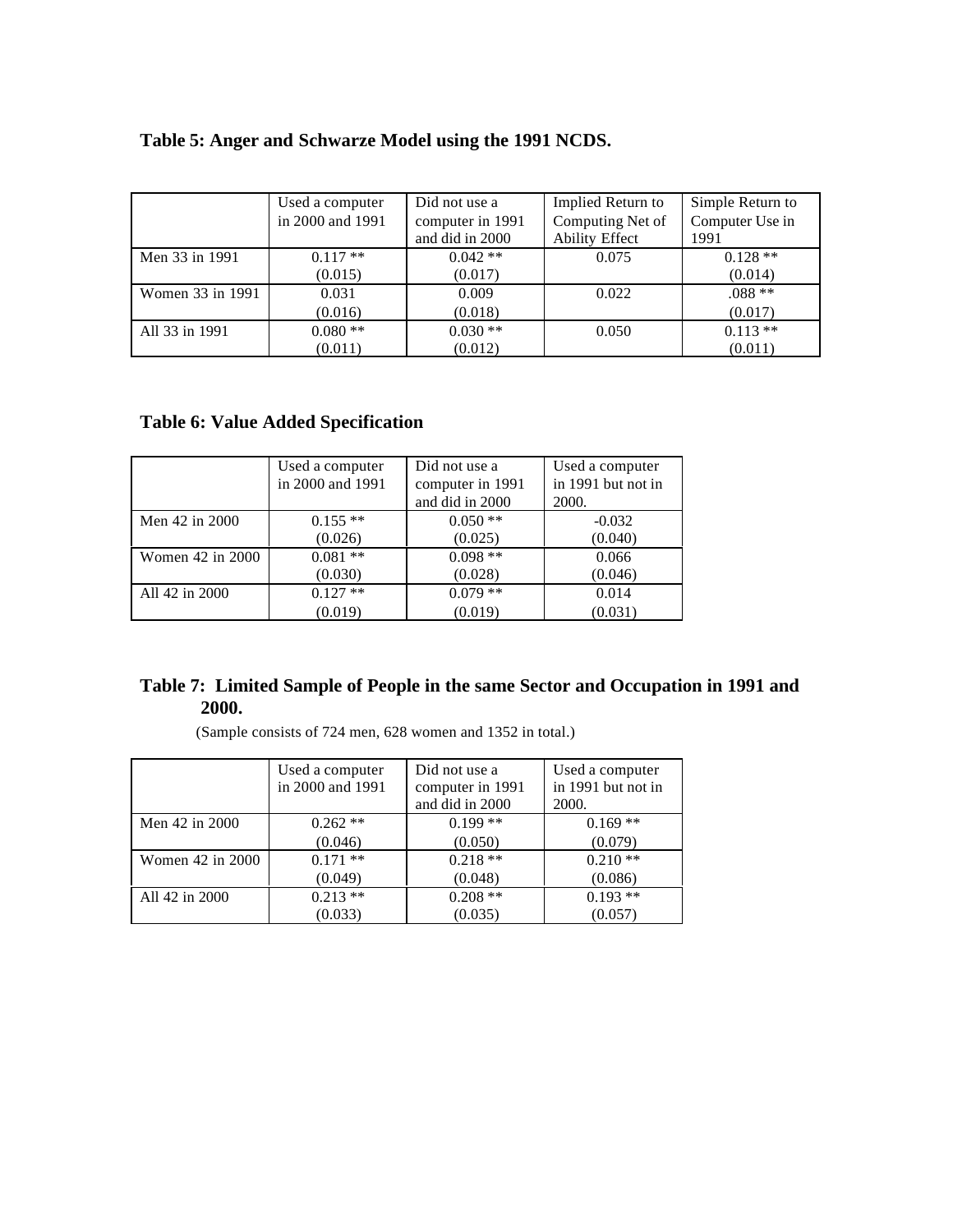**Table 5: Anger and Schwarze Model using the 1991 NCDS.**

| | Used a computer in 2000 and 1991 | Did not use a computer in 1991 and did in 2000 | Implied Return to Computing Net of Ability Effect | Simple Return to Computer Use in 1991 |
|---|---|---|---|---|
| Men 33 in 1991 | 0.117 ** (0.015) | 0.042 ** (0.017) | 0.075 | 0.128 ** (0.014) |
| Women 33 in 1991 | 0.031 (0.016) | 0.009 (0.018) | 0.022 | .088 ** (0.017) |
| All 33 in 1991 | 0.080 ** (0.011) | 0.030 ** (0.012) | 0.050 | 0.113 ** (0.011) |

**Table 6: Value Added Specification**

| | Used a computer in 2000 and 1991 | Did not use a computer in 1991 and did in 2000 | Used a computer in 1991 but not in 2000. |
|---|---|---|---|
| Men 42 in 2000 | 0.155 ** (0.026) | 0.050 ** (0.025) | -0.032 (0.040) |
| Women 42 in 2000 | 0.081 ** (0.030) | 0.098 ** (0.028) | 0.066 (0.046) |
| All 42 in 2000 | 0.127 ** (0.019) | 0.079 ** (0.019) | 0.014 (0.031) |

**Table 7: Limited Sample of People in the same Sector and Occupation in 1991 and 2000.**

(Sample consists of 724 men, 628 women and 1352 in total.)

| | Used a computer in 2000 and 1991 | Did not use a computer in 1991 and did in 2000 | Used a computer in 1991 but not in 2000. |
|---|---|---|---|
| Men 42 in 2000 | 0.262 ** (0.046) | 0.199 ** (0.050) | 0.169 ** (0.079) |
| Women 42 in 2000 | 0.171 ** (0.049) | 0.218 ** (0.048) | 0.210 ** (0.086) |
| All 42 in 2000 | 0.213 ** (0.033) | 0.208 ** (0.035) | 0.193 ** (0.057) |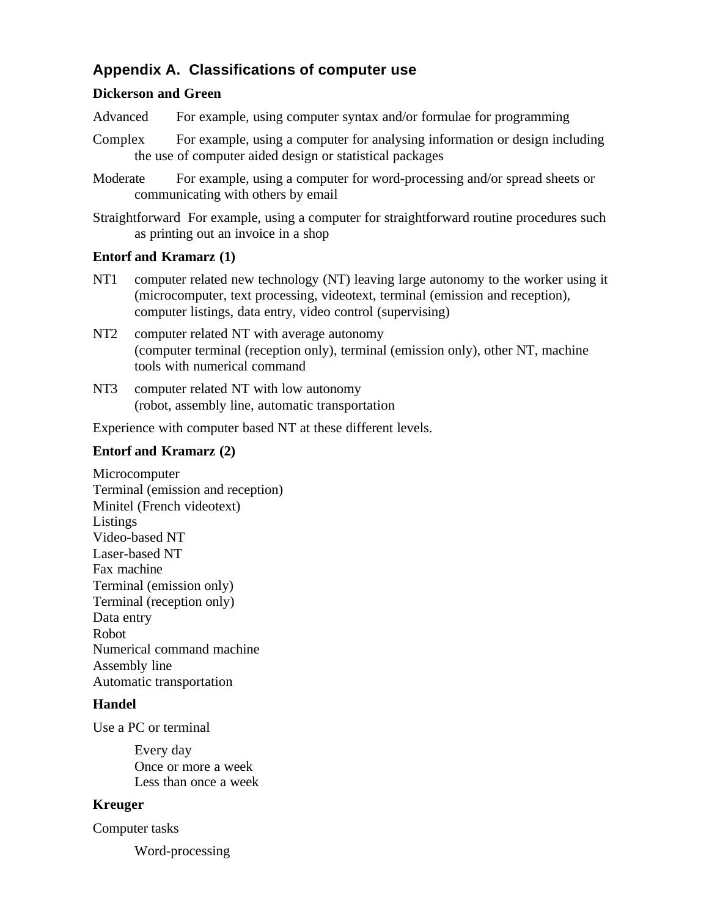## Appendix A. Classifications of computer use

**Dickerson and Green**

Advanced For example, using computer syntax and/or formulae for programming

Complex For example, using a computer for analysing information or design including the use of computer aided design or statistical packages

Moderate For example, using a computer for word-processing and/or spread sheets or communicating with others by email

Straightforward For example, using a computer for straightforward routine procedures such as printing out an invoice in a shop

**Entorf and Kramarz (1)**

NT1 computer related new technology (NT) leaving large autonomy to the worker using it (microcomputer, text processing, videotext, terminal (emission and reception), computer listings, data entry, video control (supervising)

NT2 computer related NT with average autonomy (computer terminal (reception only), terminal (emission only), other NT, machine tools with numerical command

NT3 computer related NT with low autonomy (robot, assembly line, automatic transportation

Experience with computer based NT at these different levels.

**Entorf and Kramarz (2)**

Microcomputer
Terminal (emission and reception)
Minitel (French videotext)
Listings
Video-based NT
Laser-based NT
Fax machine
Terminal (emission only)
Terminal (reception only)
Data entry
Robot
Numerical command machine
Assembly line
Automatic transportation

**Handel**

Use a PC or terminal

- Every day
- Once or more a week
- Less than once a week

**Kreuger**

Computer tasks

- Word-processing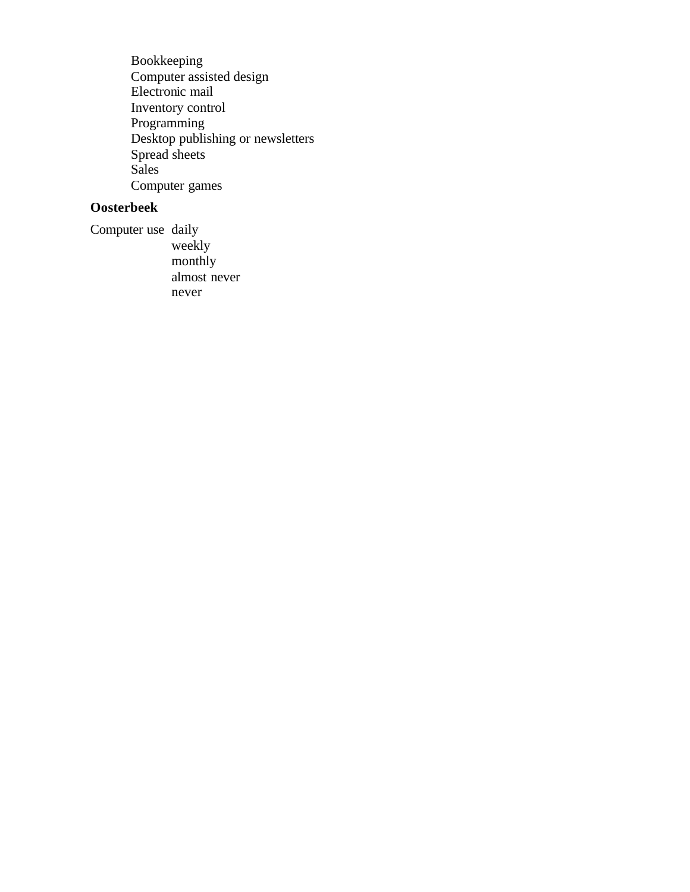Bookkeeping
Computer assisted design
Electronic mail
Inventory control
Programming
Desktop publishing or newsletters
Spread sheets
Sales
Computer games

**Oosterbeek**

Computer use daily
weekly
monthly
almost never
never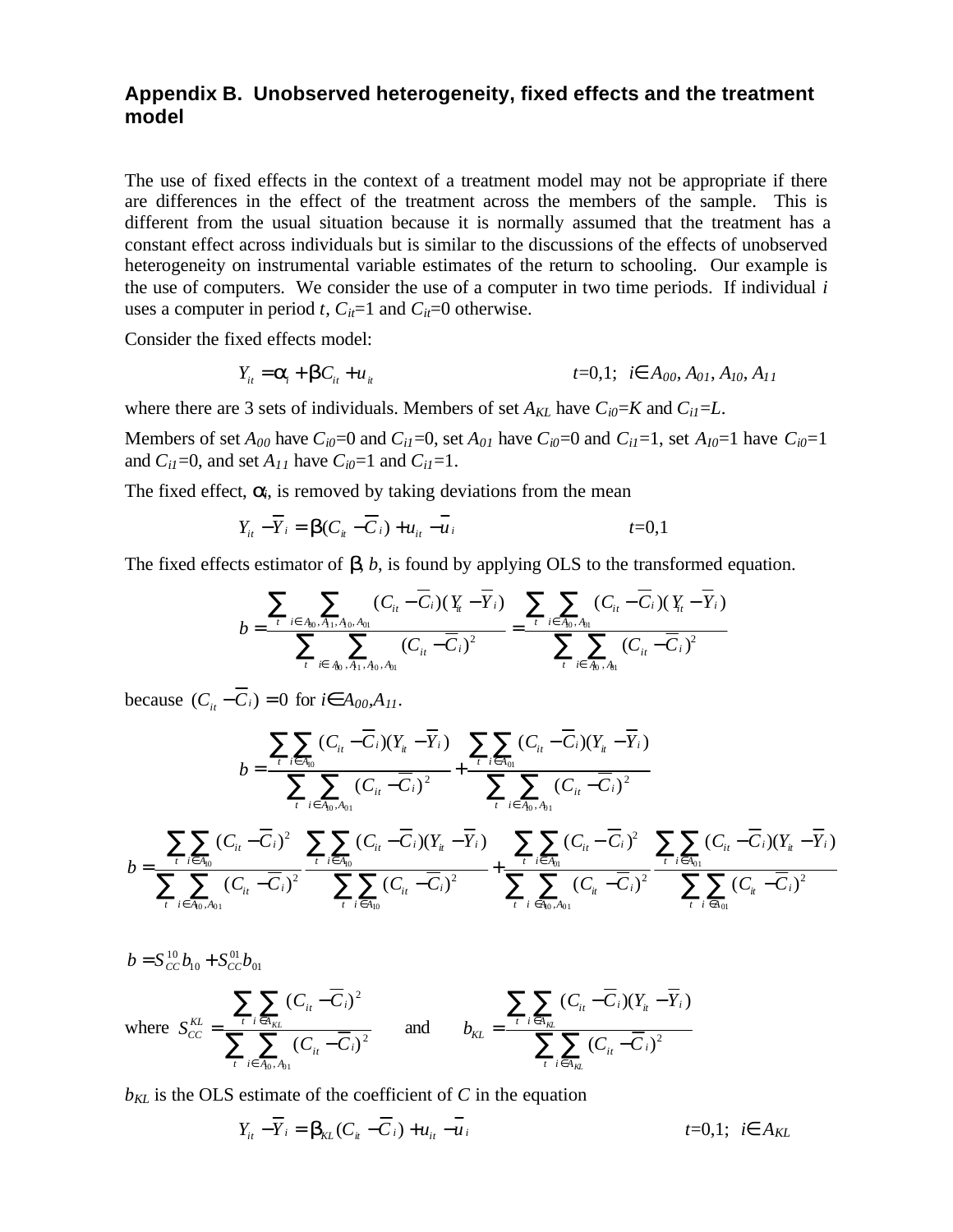## Appendix B. Unobserved heterogeneity, fixed effects and the treatment model

The use of fixed effects in the context of a treatment model may not be appropriate if there are differences in the effect of the treatment across the members of the sample. This is different from the usual situation because it is normally assumed that the treatment has a constant effect across individuals but is similar to the discussions of the effects of unobserved heterogeneity on instrumental variable estimates of the return to schooling. Our example is the use of computers. We consider the use of a computer in two time periods. If individual $i$ uses a computer in period $t$, $C_{it}$=1 and $C_{it}$=0 otherwise.

Consider the fixed effects model:

$$Y_{it} = \alpha_i + \beta C_{it} + u_{it} \qquad t=0,1;\ \ i \in A_{00}, A_{01}, A_{10}, A_{11}$$

where there are 3 sets of individuals. Members of set $A_{KL}$ have $C_{i0}$=$K$ and $C_{i1}$=$L$.

Members of set $A_{00}$ have $C_{i0}$=0 and $C_{i1}$=0, set $A_{01}$ have $C_{i0}$=0 and $C_{i1}$=1, set $A_{10}$=1 have $C_{i0}$=1 and $C_{i1}$=0, and set $A_{11}$ have $C_{i0}$=1 and $C_{i1}$=1.

The fixed effect, $\alpha_i$, is removed by taking deviations from the mean

$$Y_{it} - \overline{Y}_i = \beta(C_{it} - \overline{C}_i) + u_{it} - \overline{u}_i \qquad t=0,1$$

The fixed effects estimator of $\beta$, $b$, is found by applying OLS to the transformed equation.

$$b = \frac{\sum_t \sum_{i \in A_{00}, A_{11}, A_{10}, A_{01}} (C_{it} - \overline{C}_i)(Y_{it} - \overline{Y}_i)}{\sum_t \sum_{i \in A_{00}, A_{11}, A_{10}, A_{01}} (C_{it} - \overline{C}_i)^2} = \frac{\sum_t \sum_{i \in A_{10}, A_{01}} (C_{it} - \overline{C}_i)(Y_{it} - \overline{Y}_i)}{\sum_t \sum_{i \in A_{10}, A_{01}} (C_{it} - \overline{C}_i)^2}$$

because $(C_{it} - \overline{C}_i) = 0$ for $i \in A_{00}, A_{11}$.

$$b = \frac{\sum_t \sum_{i \in A_{10}} (C_{it} - \overline{C}_i)(Y_{it} - \overline{Y}_i)}{\sum_t \sum_{i \in A_{10}, A_{01}} (C_{it} - \overline{C}_i)^2} + \frac{\sum_t \sum_{i \in A_{01}} (C_{it} - \overline{C}_i)(Y_{it} - \overline{Y}_i)}{\sum_t \sum_{i \in A_{10}, A_{01}} (C_{it} - \overline{C}_i)^2}$$

$$b = \frac{\sum_t \sum_{i \in A_{10}} (C_{it} - \overline{C}_i)^2}{\sum_t \sum_{i \in A_{10}, A_{01}} (C_{it} - \overline{C}_i)^2} \frac{\sum_t \sum_{i \in A_{10}} (C_{it} - \overline{C}_i)(Y_{it} - \overline{Y}_i)}{\sum_t \sum_{i \in A_{10}} (C_{it} - \overline{C}_i)^2} + \frac{\sum_t \sum_{i \in A_{01}} (C_{it} - \overline{C}_i)^2}{\sum_t \sum_{i \in A_{10}, A_{01}} (C_{it} - \overline{C}_i)^2} \frac{\sum_t \sum_{i \in A_{01}} (C_{it} - \overline{C}_i)(Y_{it} - \overline{Y}_i)}{\sum_t \sum_{i \in A_{01}} (C_{it} - \overline{C}_i)^2}$$

$$b = S_{CC}^{10} b_{10} + S_{CC}^{01} b_{01}$$

where $S_{CC}^{KL} = \dfrac{\sum_t \sum_{i \in A_{KL}} (C_{it} - \overline{C}_i)^2}{\sum_t \sum_{i \in A_{10}, A_{01}} (C_{it} - \overline{C}_i)^2}$ and $b_{KL} = \dfrac{\sum_t \sum_{i \in A_{KL}} (C_{it} - \overline{C}_i)(Y_{it} - \overline{Y}_i)}{\sum_t \sum_{i \in A_{KL}} (C_{it} - \overline{C}_i)^2}$

$b_{KL}$ is the OLS estimate of the coefficient of $C$ in the equation

$$Y_{it} - \overline{Y}_i = \beta_{KL}(C_{it} - \overline{C}_i) + u_{it} - \overline{u}_i \qquad t=0,1;\ \ i \in A_{KL}$$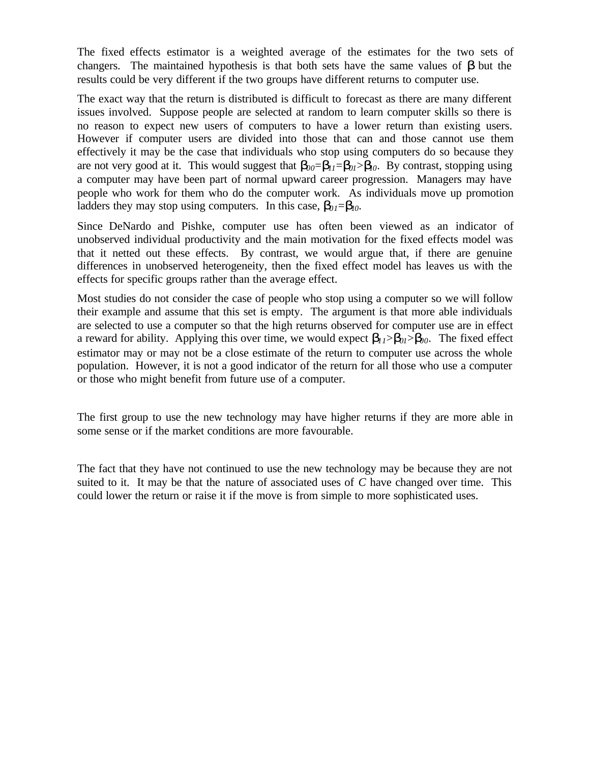The fixed effects estimator is a weighted average of the estimates for the two sets of changers. The maintained hypothesis is that both sets have the same values of $\beta$ but the results could be very different if the two groups have different returns to computer use.

The exact way that the return is distributed is difficult to forecast as there are many different issues involved. Suppose people are selected at random to learn computer skills so there is no reason to expect new users of computers to have a lower return than existing users. However if computer users are divided into those that can and those cannot use them effectively it may be the case that individuals who stop using computers do so because they are not very good at it. This would suggest that $\beta_{00}=\beta_{11}=\beta_{01}>\beta_{10}$. By contrast, stopping using a computer may have been part of normal upward career progression. Managers may have people who work for them who do the computer work. As individuals move up promotion ladders they may stop using computers. In this case, $\beta_{01}=\beta_{10}$.

Since DeNardo and Pishke, computer use has often been viewed as an indicator of unobserved individual productivity and the main motivation for the fixed effects model was that it netted out these effects. By contrast, we would argue that, if there are genuine differences in unobserved heterogeneity, then the fixed effect model has leaves us with the effects for specific groups rather than the average effect.

Most studies do not consider the case of people who stop using a computer so we will follow their example and assume that this set is empty. The argument is that more able individuals are selected to use a computer so that the high returns observed for computer use are in effect a reward for ability. Applying this over time, we would expect $\beta_{11}>\beta_{01}>\beta_{00}$. The fixed effect estimator may or may not be a close estimate of the return to computer use across the whole population. However, it is not a good indicator of the return for all those who use a computer or those who might benefit from future use of a computer.

The first group to use the new technology may have higher returns if they are more able in some sense or if the market conditions are more favourable.

The fact that they have not continued to use the new technology may be because they are not suited to it. It may be that the nature of associated uses of *C* have changed over time. This could lower the return or raise it if the move is from simple to more sophisticated uses.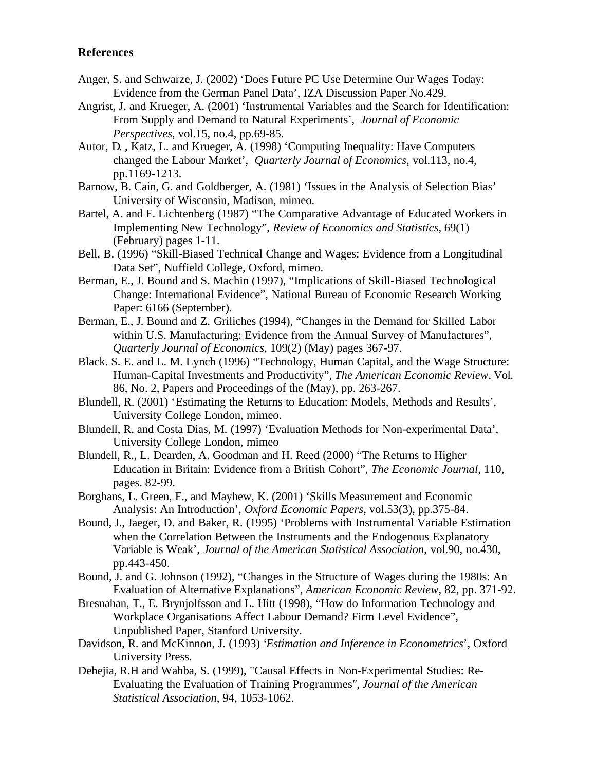**References**

Anger, S. and Schwarze, J. (2002) 'Does Future PC Use Determine Our Wages Today: Evidence from the German Panel Data', IZA Discussion Paper No.429.

Angrist, J. and Krueger, A. (2001) 'Instrumental Variables and the Search for Identification: From Supply and Demand to Natural Experiments', *Journal of Economic Perspectives*, vol.15, no.4, pp.69-85.

Autor, D. , Katz, L. and Krueger, A. (1998) 'Computing Inequality: Have Computers changed the Labour Market', *Quarterly Journal of Economics*, vol.113, no.4, pp.1169-1213.

Barnow, B. Cain, G. and Goldberger, A. (1981) 'Issues in the Analysis of Selection Bias' University of Wisconsin, Madison, mimeo.

Bartel, A. and F. Lichtenberg (1987) "The Comparative Advantage of Educated Workers in Implementing New Technology", *Review of Economics and Statistics*, 69(1) (February) pages 1-11.

Bell, B. (1996) "Skill-Biased Technical Change and Wages: Evidence from a Longitudinal Data Set", Nuffield College, Oxford, mimeo.

Berman, E., J. Bound and S. Machin (1997), "Implications of Skill-Biased Technological Change: International Evidence", National Bureau of Economic Research Working Paper: 6166 (September).

Berman, E., J. Bound and Z. Griliches (1994), "Changes in the Demand for Skilled Labor within U.S. Manufacturing: Evidence from the Annual Survey of Manufactures", *Quarterly Journal of Economics*, 109(2) (May) pages 367-97.

Black. S. E. and L. M. Lynch (1996) "Technology, Human Capital, and the Wage Structure: Human-Capital Investments and Productivity", *The American Economic Review*, Vol. 86, No. 2, Papers and Proceedings of the (May), pp. 263-267.

Blundell, R. (2001) 'Estimating the Returns to Education: Models, Methods and Results', University College London, mimeo.

Blundell, R, and Costa Dias, M. (1997) 'Evaluation Methods for Non-experimental Data', University College London, mimeo

Blundell, R., L. Dearden, A. Goodman and H. Reed (2000) "The Returns to Higher Education in Britain: Evidence from a British Cohort", *The Economic Journal*, 110, pages. 82-99.

Borghans, L. Green, F., and Mayhew, K. (2001) 'Skills Measurement and Economic Analysis: An Introduction', *Oxford Economic Papers*, vol.53(3), pp.375-84.

Bound, J., Jaeger, D. and Baker, R. (1995) 'Problems with Instrumental Variable Estimation when the Correlation Between the Instruments and the Endogenous Explanatory Variable is Weak', *Journal of the American Statistical Association*, vol.90, no.430, pp.443-450.

Bound, J. and G. Johnson (1992), "Changes in the Structure of Wages during the 1980s: An Evaluation of Alternative Explanations", *American Economic Review*, 82, pp. 371-92.

Bresnahan, T., E. Brynjolfsson and L. Hitt (1998), "How do Information Technology and Workplace Organisations Affect Labour Demand? Firm Level Evidence", Unpublished Paper, Stanford University.

Davidson, R. and McKinnon, J. (1993) *'Estimation and Inference in Econometrics*', Oxford University Press.

Dehejia, R.H and Wahba, S. (1999), "Causal Effects in Non-Experimental Studies: Re-Evaluating the Evaluation of Training Programmes", *Journal of the American Statistical Association*, 94, 1053-1062.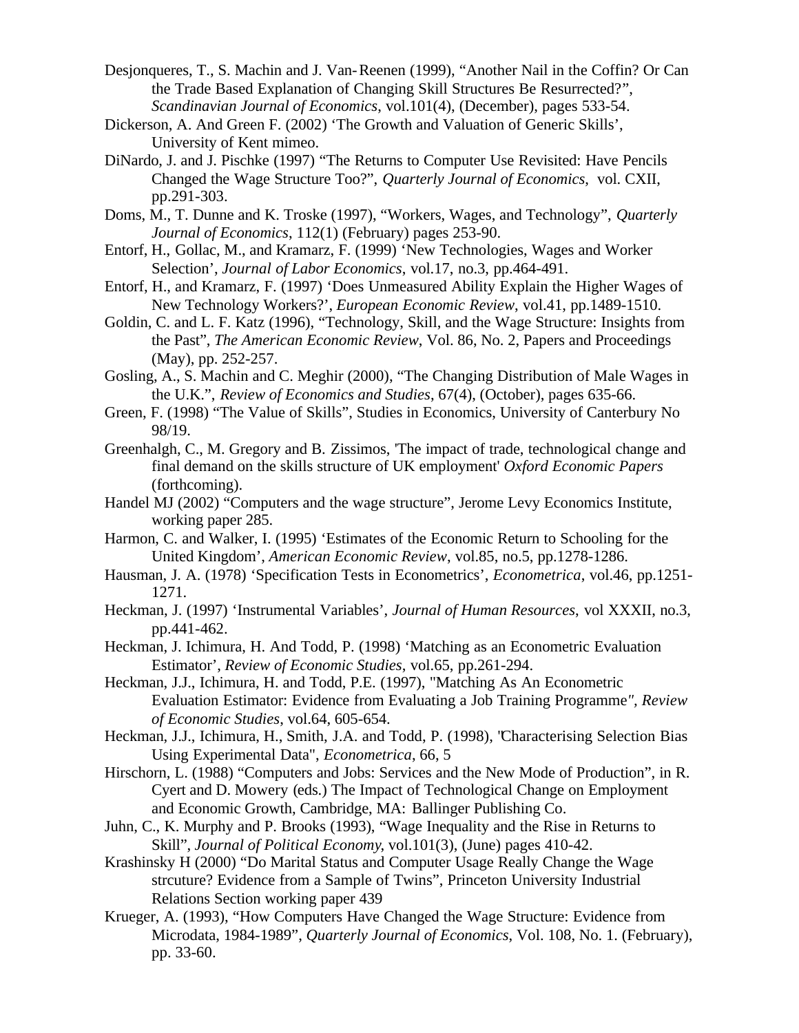Desjonqueres, T., S. Machin and J. Van-Reenen (1999), "Another Nail in the Coffin? Or Can the Trade Based Explanation of Changing Skill Structures Be Resurrected?", *Scandinavian Journal of Economics*, vol.101(4), (December), pages 533-54.

Dickerson, A. And Green F. (2002) 'The Growth and Valuation of Generic Skills', University of Kent mimeo.

DiNardo, J. and J. Pischke (1997) "The Returns to Computer Use Revisited: Have Pencils Changed the Wage Structure Too?", *Quarterly Journal of Economics*, vol. CXII, pp.291-303.

Doms, M., T. Dunne and K. Troske (1997), "Workers, Wages, and Technology", *Quarterly Journal of Economics*, 112(1) (February) pages 253-90.

Entorf, H., Gollac, M., and Kramarz, F. (1999) 'New Technologies, Wages and Worker Selection', *Journal of Labor Economics*, vol.17, no.3, pp.464-491.

Entorf, H., and Kramarz, F. (1997) 'Does Unmeasured Ability Explain the Higher Wages of New Technology Workers?', *European Economic Review*, vol.41, pp.1489-1510.

Goldin, C. and L. F. Katz (1996), "Technology, Skill, and the Wage Structure: Insights from the Past", *The American Economic Review*, Vol. 86, No. 2, Papers and Proceedings (May), pp. 252-257.

Gosling, A., S. Machin and C. Meghir (2000), "The Changing Distribution of Male Wages in the U.K.", *Review of Economics and Studies*, 67(4), (October), pages 635-66.

Green, F. (1998) "The Value of Skills", Studies in Economics, University of Canterbury No 98/19.

Greenhalgh, C., M. Gregory and B. Zissimos, 'The impact of trade, technological change and final demand on the skills structure of UK employment' *Oxford Economic Papers* (forthcoming).

Handel MJ (2002) "Computers and the wage structure", Jerome Levy Economics Institute, working paper 285.

Harmon, C. and Walker, I. (1995) 'Estimates of the Economic Return to Schooling for the United Kingdom', *American Economic Review*, vol.85, no.5, pp.1278-1286.

Hausman, J. A. (1978) 'Specification Tests in Econometrics', *Econometrica*, vol.46, pp.1251-1271.

Heckman, J. (1997) 'Instrumental Variables', *Journal of Human Resources*, vol XXXII, no.3, pp.441-462.

Heckman, J. Ichimura, H. And Todd, P. (1998) 'Matching as an Econometric Evaluation Estimator', *Review of Economic Studies*, vol.65, pp.261-294.

Heckman, J.J., Ichimura, H. and Todd, P.E. (1997), "Matching As An Econometric Evaluation Estimator: Evidence from Evaluating a Job Training Programme", *Review of Economic Studies*, vol.64, 605-654.

Heckman, J.J., Ichimura, H., Smith, J.A. and Todd, P. (1998), "Characterising Selection Bias Using Experimental Data", *Econometrica*, 66, 5

Hirschorn, L. (1988) "Computers and Jobs: Services and the New Mode of Production", in R. Cyert and D. Mowery (eds.) The Impact of Technological Change on Employment and Economic Growth, Cambridge, MA: Ballinger Publishing Co.

Juhn, C., K. Murphy and P. Brooks (1993), "Wage Inequality and the Rise in Returns to Skill", *Journal of Political Economy*, vol.101(3), (June) pages 410-42.

Krashinsky H (2000) "Do Marital Status and Computer Usage Really Change the Wage strcuture? Evidence from a Sample of Twins", Princeton University Industrial Relations Section working paper 439

Krueger, A. (1993), "How Computers Have Changed the Wage Structure: Evidence from Microdata, 1984-1989", *Quarterly Journal of Economics*, Vol. 108, No. 1. (February), pp. 33-60.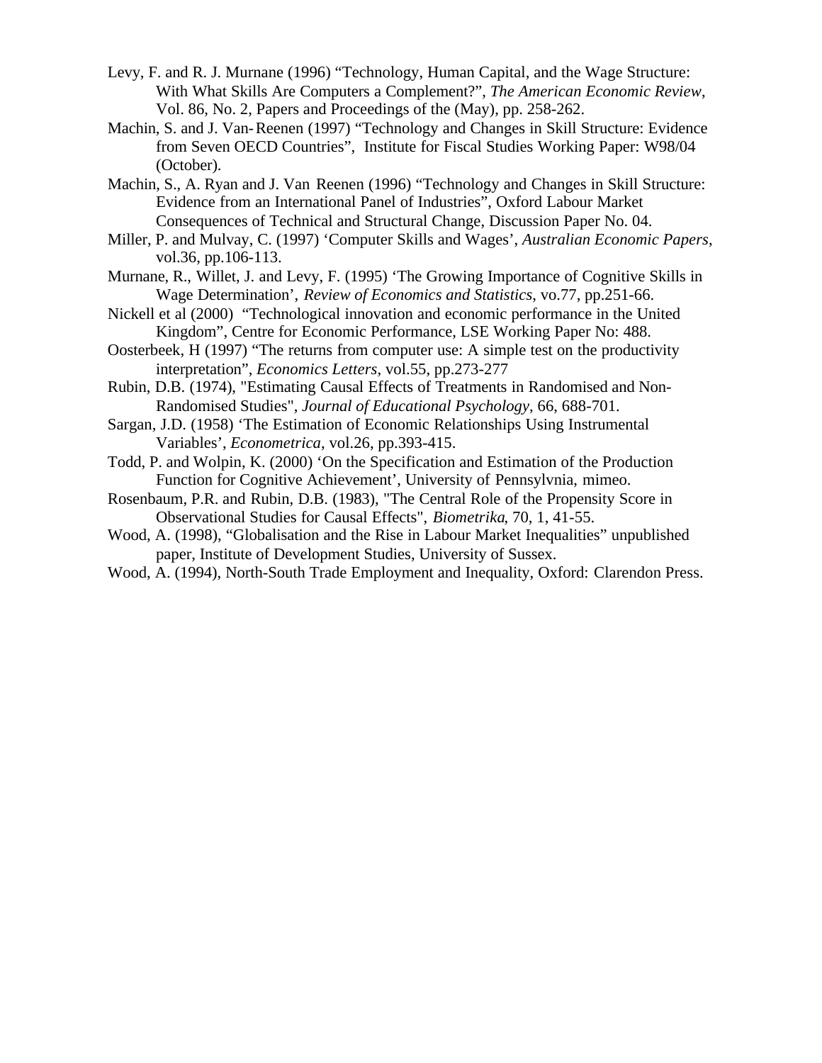Levy, F. and R. J. Murnane (1996) "Technology, Human Capital, and the Wage Structure: With What Skills Are Computers a Complement?", *The American Economic Review*, Vol. 86, No. 2, Papers and Proceedings of the (May), pp. 258-262.

Machin, S. and J. Van-Reenen (1997) "Technology and Changes in Skill Structure: Evidence from Seven OECD Countries", Institute for Fiscal Studies Working Paper: W98/04 (October).

Machin, S., A. Ryan and J. Van Reenen (1996) "Technology and Changes in Skill Structure: Evidence from an International Panel of Industries", Oxford Labour Market Consequences of Technical and Structural Change, Discussion Paper No. 04.

Miller, P. and Mulvay, C. (1997) 'Computer Skills and Wages', *Australian Economic Papers*, vol.36, pp.106-113.

Murnane, R., Willet, J. and Levy, F. (1995) 'The Growing Importance of Cognitive Skills in Wage Determination', *Review of Economics and Statistics*, vo.77, pp.251-66.

Nickell et al (2000) "Technological innovation and economic performance in the United Kingdom", Centre for Economic Performance, LSE Working Paper No: 488.

Oosterbeek, H (1997) "The returns from computer use: A simple test on the productivity interpretation", *Economics Letters*, vol.55, pp.273-277

Rubin, D.B. (1974), "Estimating Causal Effects of Treatments in Randomised and Non-Randomised Studies", *Journal of Educational Psychology*, 66, 688-701.

Sargan, J.D. (1958) 'The Estimation of Economic Relationships Using Instrumental Variables', *Econometrica*, vol.26, pp.393-415.

Todd, P. and Wolpin, K. (2000) 'On the Specification and Estimation of the Production Function for Cognitive Achievement', University of Pennsylvnia, mimeo.

Rosenbaum, P.R. and Rubin, D.B. (1983), "The Central Role of the Propensity Score in Observational Studies for Causal Effects", *Biometrika*, 70, 1, 41-55.

Wood, A. (1998), "Globalisation and the Rise in Labour Market Inequalities" unpublished paper, Institute of Development Studies, University of Sussex.

Wood, A. (1994), North-South Trade Employment and Inequality, Oxford: Clarendon Press.